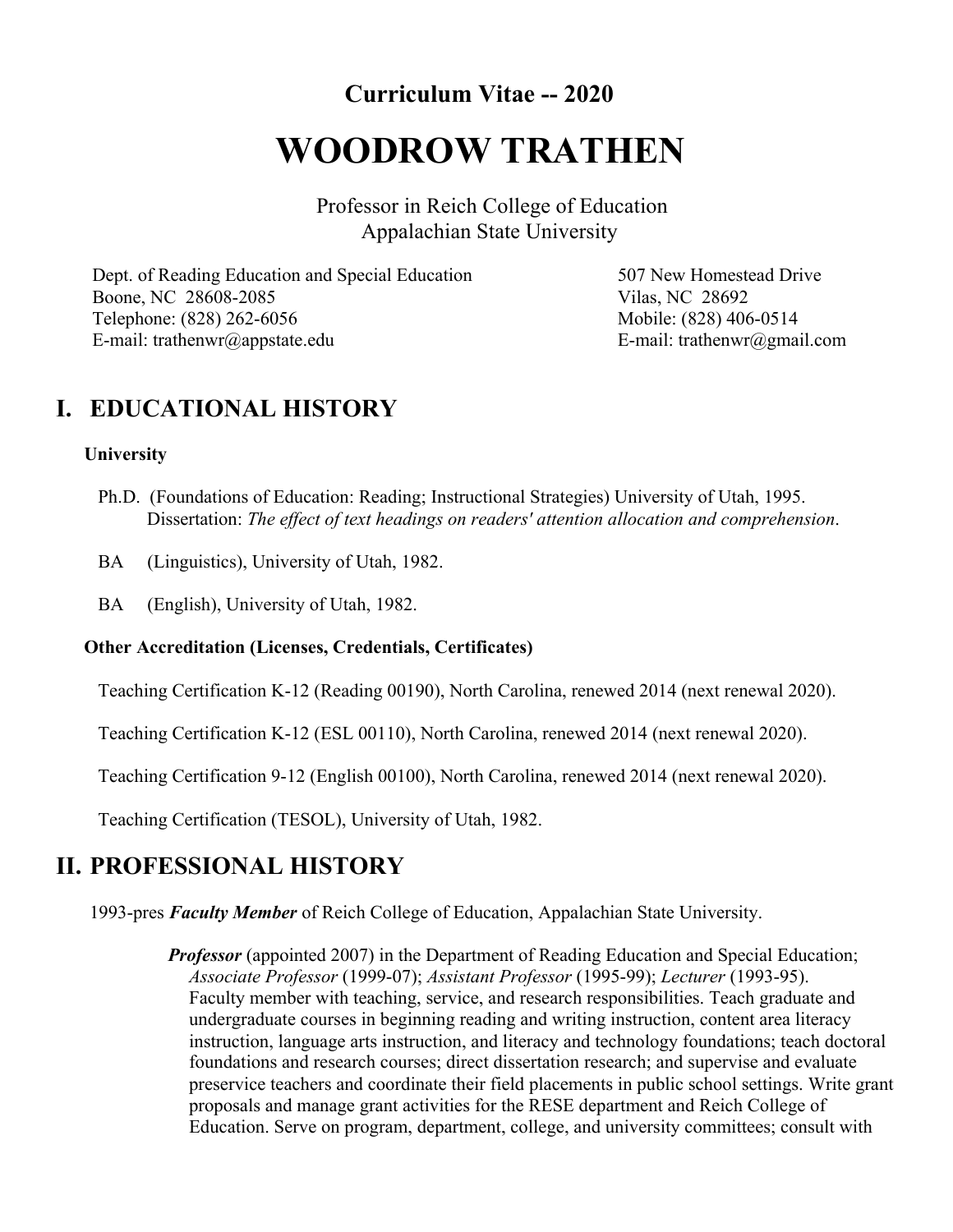**Curriculum Vitae -- 2020**

# WOODROW TRATHEN

Professor in Reich College of Education
Appalachian State University

Dept. of Reading Education and Special Education
Boone, NC 28608-2085
Telephone: (828) 262-6056
E-mail: trathenwr@appstate.edu

507 New Homestead Drive
Vilas, NC 28692
Mobile: (828) 406-0514
E-mail: trathenwr@gmail.com

## I. EDUCATIONAL HISTORY

### University

Ph.D. (Foundations of Education: Reading; Instructional Strategies) University of Utah, 1995.
Dissertation: *The effect of text headings on readers' attention allocation and comprehension*.

BA (Linguistics), University of Utah, 1982.

BA (English), University of Utah, 1982.

### Other Accreditation (Licenses, Credentials, Certificates)

Teaching Certification K-12 (Reading 00190), North Carolina, renewed 2014 (next renewal 2020).

Teaching Certification K-12 (ESL 00110), North Carolina, renewed 2014 (next renewal 2020).

Teaching Certification 9-12 (English 00100), North Carolina, renewed 2014 (next renewal 2020).

Teaching Certification (TESOL), University of Utah, 1982.

## II. PROFESSIONAL HISTORY

1993-pres ***Faculty Member*** of Reich College of Education, Appalachian State University.

***Professor*** (appointed 2007) in the Department of Reading Education and Special Education; *Associate Professor* (1999-07); *Assistant Professor* (1995-99); *Lecturer* (1993-95). Faculty member with teaching, service, and research responsibilities. Teach graduate and undergraduate courses in beginning reading and writing instruction, content area literacy instruction, language arts instruction, and literacy and technology foundations; teach doctoral foundations and research courses; direct dissertation research; and supervise and evaluate preservice teachers and coordinate their field placements in public school settings. Write grant proposals and manage grant activities for the RESE department and Reich College of Education. Serve on program, department, college, and university committees; consult with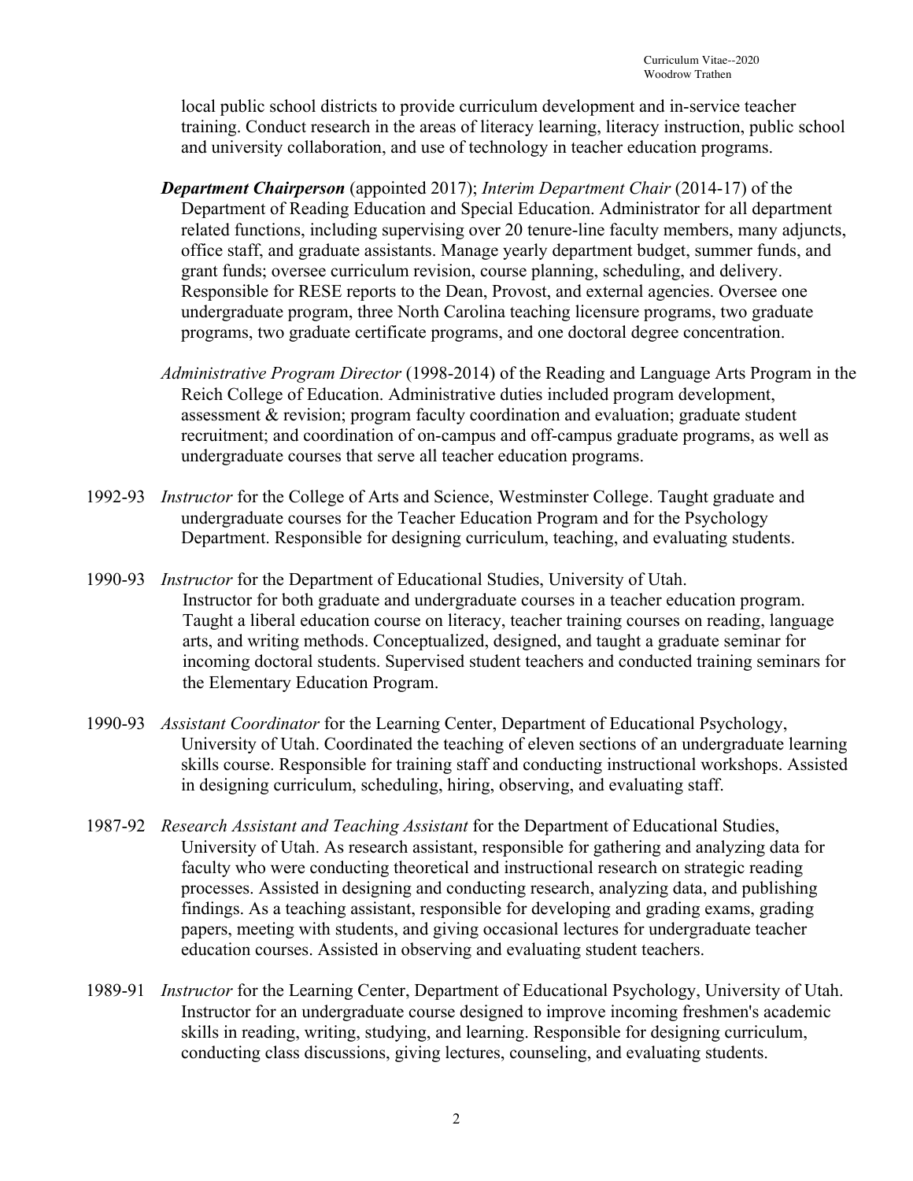local public school districts to provide curriculum development and in-service teacher training. Conduct research in the areas of literacy learning, literacy instruction, public school and university collaboration, and use of technology in teacher education programs.

***Department Chairperson*** (appointed 2017); *Interim Department Chair* (2014-17) of the Department of Reading Education and Special Education. Administrator for all department related functions, including supervising over 20 tenure-line faculty members, many adjuncts, office staff, and graduate assistants. Manage yearly department budget, summer funds, and grant funds; oversee curriculum revision, course planning, scheduling, and delivery. Responsible for RESE reports to the Dean, Provost, and external agencies. Oversee one undergraduate program, three North Carolina teaching licensure programs, two graduate programs, two graduate certificate programs, and one doctoral degree concentration.

*Administrative Program Director* (1998-2014) of the Reading and Language Arts Program in the Reich College of Education. Administrative duties included program development, assessment & revision; program faculty coordination and evaluation; graduate student recruitment; and coordination of on-campus and off-campus graduate programs, as well as undergraduate courses that serve all teacher education programs.

1992-93 *Instructor* for the College of Arts and Science, Westminster College. Taught graduate and undergraduate courses for the Teacher Education Program and for the Psychology Department. Responsible for designing curriculum, teaching, and evaluating students.

1990-93 *Instructor* for the Department of Educational Studies, University of Utah. Instructor for both graduate and undergraduate courses in a teacher education program. Taught a liberal education course on literacy, teacher training courses on reading, language arts, and writing methods. Conceptualized, designed, and taught a graduate seminar for incoming doctoral students. Supervised student teachers and conducted training seminars for the Elementary Education Program.

1990-93 *Assistant Coordinator* for the Learning Center, Department of Educational Psychology, University of Utah. Coordinated the teaching of eleven sections of an undergraduate learning skills course. Responsible for training staff and conducting instructional workshops. Assisted in designing curriculum, scheduling, hiring, observing, and evaluating staff.

1987-92 *Research Assistant and Teaching Assistant* for the Department of Educational Studies, University of Utah. As research assistant, responsible for gathering and analyzing data for faculty who were conducting theoretical and instructional research on strategic reading processes. Assisted in designing and conducting research, analyzing data, and publishing findings. As a teaching assistant, responsible for developing and grading exams, grading papers, meeting with students, and giving occasional lectures for undergraduate teacher education courses. Assisted in observing and evaluating student teachers.

1989-91 *Instructor* for the Learning Center, Department of Educational Psychology, University of Utah. Instructor for an undergraduate course designed to improve incoming freshmen's academic skills in reading, writing, studying, and learning. Responsible for designing curriculum, conducting class discussions, giving lectures, counseling, and evaluating students.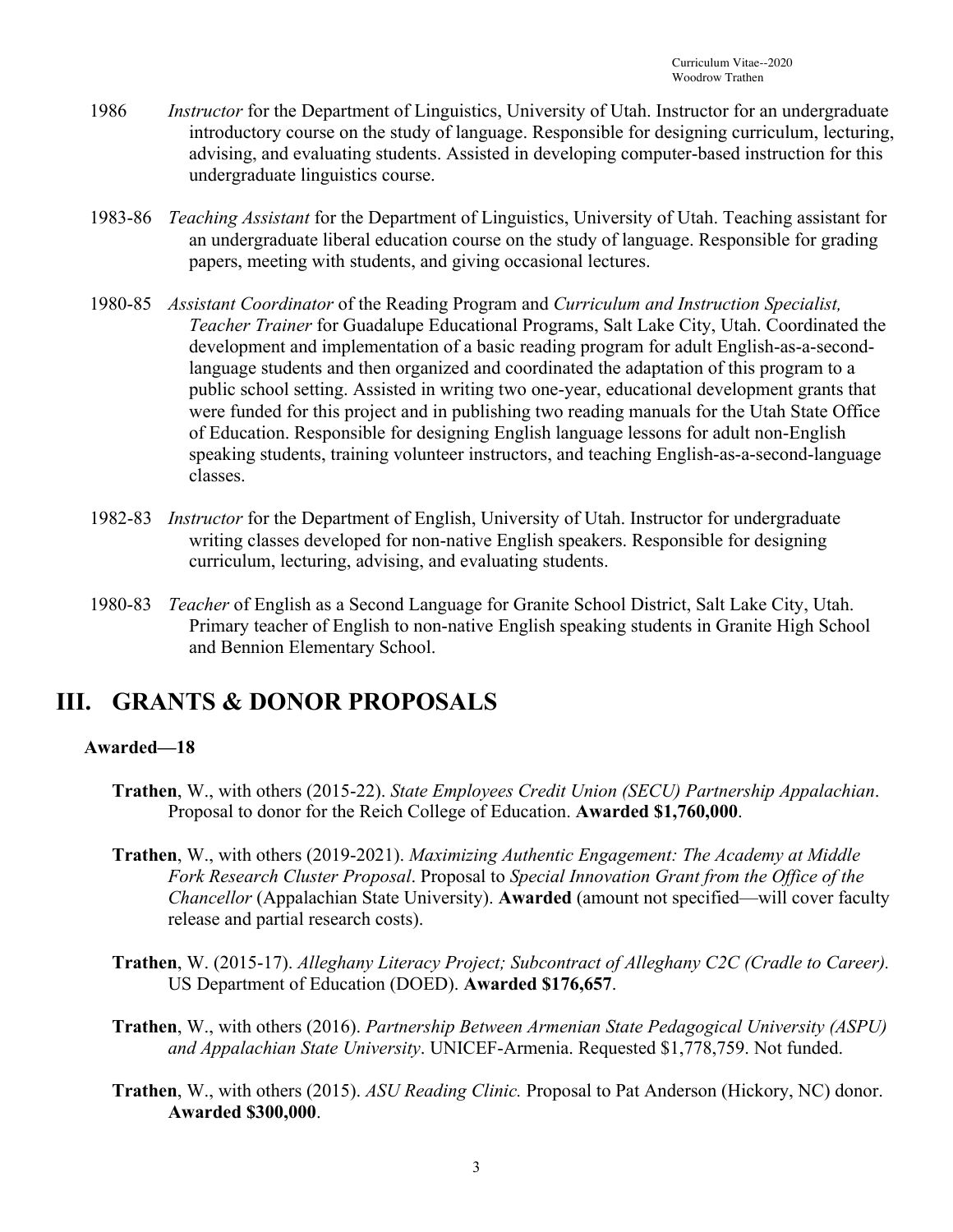1986 *Instructor* for the Department of Linguistics, University of Utah. Instructor for an undergraduate introductory course on the study of language. Responsible for designing curriculum, lecturing, advising, and evaluating students. Assisted in developing computer-based instruction for this undergraduate linguistics course.

1983-86 *Teaching Assistant* for the Department of Linguistics, University of Utah. Teaching assistant for an undergraduate liberal education course on the study of language. Responsible for grading papers, meeting with students, and giving occasional lectures.

1980-85 *Assistant Coordinator* of the Reading Program and *Curriculum and Instruction Specialist, Teacher Trainer* for Guadalupe Educational Programs, Salt Lake City, Utah. Coordinated the development and implementation of a basic reading program for adult English-as-a-second-language students and then organized and coordinated the adaptation of this program to a public school setting. Assisted in writing two one-year, educational development grants that were funded for this project and in publishing two reading manuals for the Utah State Office of Education. Responsible for designing English language lessons for adult non-English speaking students, training volunteer instructors, and teaching English-as-a-second-language classes.

1982-83 *Instructor* for the Department of English, University of Utah. Instructor for undergraduate writing classes developed for non-native English speakers. Responsible for designing curriculum, lecturing, advising, and evaluating students.

1980-83 *Teacher* of English as a Second Language for Granite School District, Salt Lake City, Utah. Primary teacher of English to non-native English speaking students in Granite High School and Bennion Elementary School.

# III. GRANTS & DONOR PROPOSALS

**Awarded—18**

**Trathen**, W., with others (2015-22). *State Employees Credit Union (SECU) Partnership Appalachian*. Proposal to donor for the Reich College of Education. **Awarded $1,760,000**.

**Trathen**, W., with others (2019-2021). *Maximizing Authentic Engagement: The Academy at Middle Fork Research Cluster Proposal*. Proposal to *Special Innovation Grant from the Office of the Chancellor* (Appalachian State University). **Awarded** (amount not specified—will cover faculty release and partial research costs).

**Trathen**, W. (2015-17). *Alleghany Literacy Project; Subcontract of Alleghany C2C (Cradle to Career).* US Department of Education (DOED). **Awarded $176,657**.

**Trathen**, W., with others (2016). *Partnership Between Armenian State Pedagogical University (ASPU) and Appalachian State University*. UNICEF-Armenia. Requested $1,778,759. Not funded.

**Trathen**, W., with others (2015). *ASU Reading Clinic.* Proposal to Pat Anderson (Hickory, NC) donor. **Awarded $300,000**.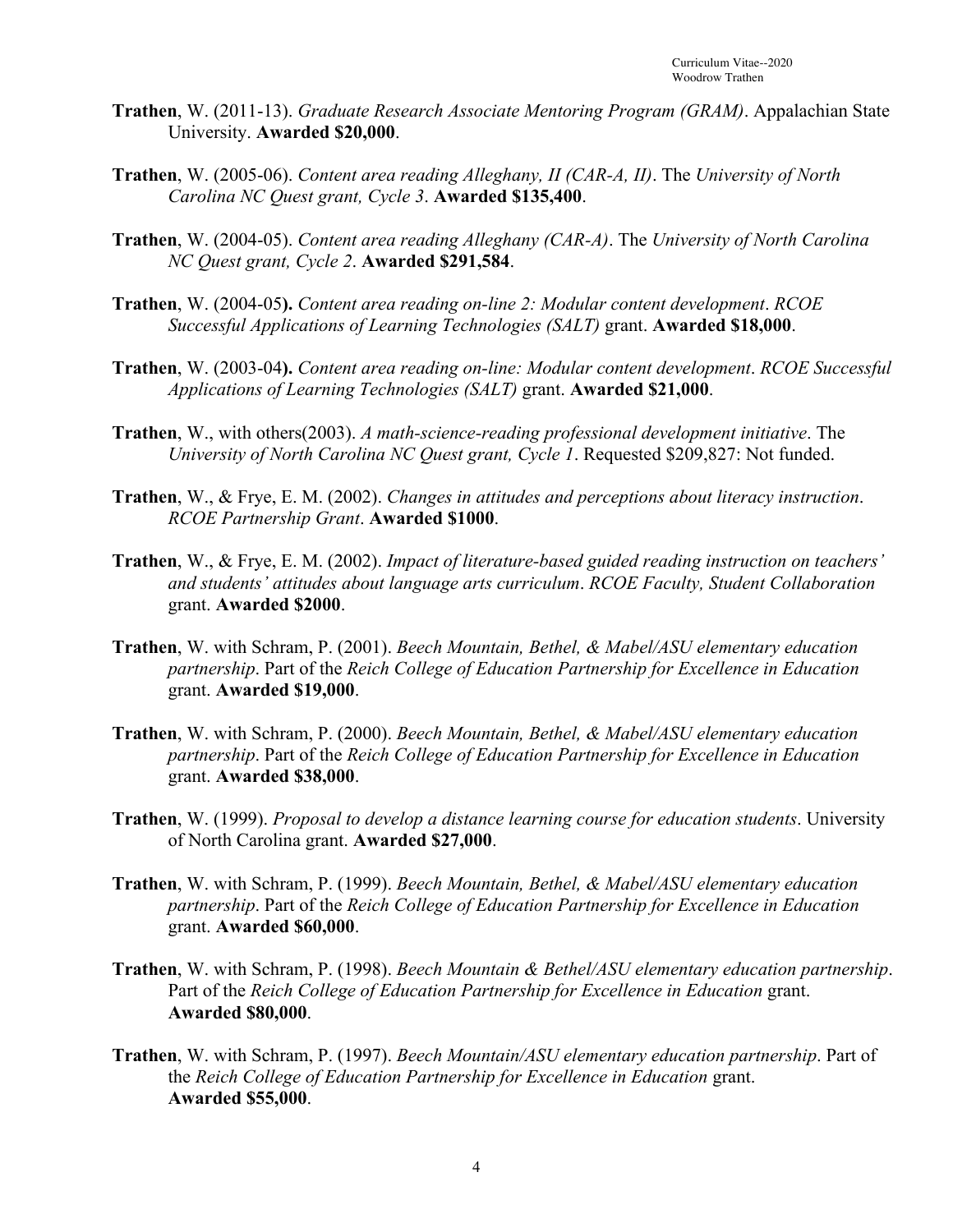**Trathen**, W. (2011-13). *Graduate Research Associate Mentoring Program (GRAM)*. Appalachian State University. **Awarded $20,000**.

**Trathen**, W. (2005-06). *Content area reading Alleghany, II (CAR-A, II)*. The *University of North Carolina NC Quest grant, Cycle 3*. **Awarded $135,400**.

**Trathen**, W. (2004-05). *Content area reading Alleghany (CAR-A)*. The *University of North Carolina NC Quest grant, Cycle 2*. **Awarded $291,584**.

**Trathen**, W. (2004-05**).** *Content area reading on-line 2: Modular content development*. *RCOE Successful Applications of Learning Technologies (SALT)* grant. **Awarded $18,000**.

**Trathen**, W. (2003-04**).** *Content area reading on-line: Modular content development*. *RCOE Successful Applications of Learning Technologies (SALT)* grant. **Awarded $21,000**.

**Trathen**, W., with others(2003). *A math-science-reading professional development initiative*. The *University of North Carolina NC Quest grant, Cycle 1*. Requested $209,827: Not funded.

**Trathen**, W., & Frye, E. M. (2002). *Changes in attitudes and perceptions about literacy instruction*. *RCOE Partnership Grant*. **Awarded $1000**.

**Trathen**, W., & Frye, E. M. (2002). *Impact of literature-based guided reading instruction on teachers' and students' attitudes about language arts curriculum*. *RCOE Faculty, Student Collaboration* grant. **Awarded $2000**.

**Trathen**, W. with Schram, P. (2001). *Beech Mountain, Bethel, & Mabel/ASU elementary education partnership*. Part of the *Reich College of Education Partnership for Excellence in Education* grant. **Awarded $19,000**.

**Trathen**, W. with Schram, P. (2000). *Beech Mountain, Bethel, & Mabel/ASU elementary education partnership*. Part of the *Reich College of Education Partnership for Excellence in Education* grant. **Awarded $38,000**.

**Trathen**, W. (1999). *Proposal to develop a distance learning course for education students*. University of North Carolina grant. **Awarded $27,000**.

**Trathen**, W. with Schram, P. (1999). *Beech Mountain, Bethel, & Mabel/ASU elementary education partnership*. Part of the *Reich College of Education Partnership for Excellence in Education* grant. **Awarded $60,000**.

**Trathen**, W. with Schram, P. (1998). *Beech Mountain & Bethel/ASU elementary education partnership*. Part of the *Reich College of Education Partnership for Excellence in Education* grant. **Awarded $80,000**.

**Trathen**, W. with Schram, P. (1997). *Beech Mountain/ASU elementary education partnership*. Part of the *Reich College of Education Partnership for Excellence in Education* grant. **Awarded $55,000**.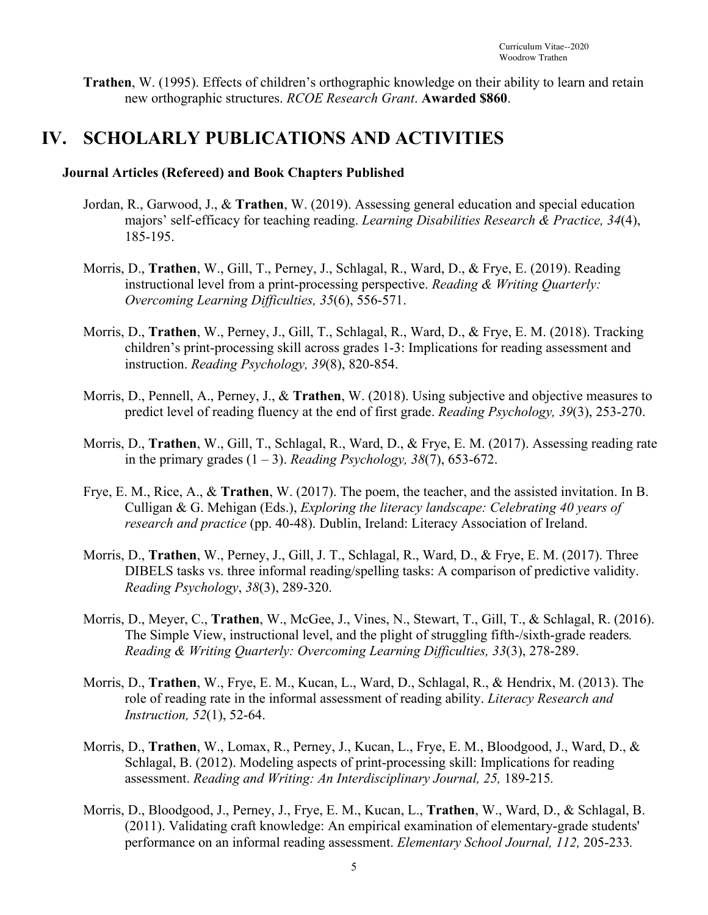**Trathen**, W. (1995). Effects of children's orthographic knowledge on their ability to learn and retain new orthographic structures. *RCOE Research Grant*. **Awarded $860**.

# IV. SCHOLARLY PUBLICATIONS AND ACTIVITIES

### Journal Articles (Refereed) and Book Chapters Published

Jordan, R., Garwood, J., & **Trathen**, W. (2019). Assessing general education and special education majors' self-efficacy for teaching reading. *Learning Disabilities Research & Practice, 34*(4), 185-195.

Morris, D., **Trathen**, W., Gill, T., Perney, J., Schlagal, R., Ward, D., & Frye, E. (2019). Reading instructional level from a print-processing perspective. *Reading & Writing Quarterly: Overcoming Learning Difficulties, 35*(6), 556-571.

Morris, D., **Trathen**, W., Perney, J., Gill, T., Schlagal, R., Ward, D., & Frye, E. M. (2018). Tracking children's print-processing skill across grades 1-3: Implications for reading assessment and instruction. *Reading Psychology, 39*(8), 820-854.

Morris, D., Pennell, A., Perney, J., & **Trathen**, W. (2018). Using subjective and objective measures to predict level of reading fluency at the end of first grade. *Reading Psychology, 39*(3), 253-270.

Morris, D., **Trathen**, W., Gill, T., Schlagal, R., Ward, D., & Frye, E. M. (2017). Assessing reading rate in the primary grades (1 – 3). *Reading Psychology, 38*(7), 653-672.

Frye, E. M., Rice, A., & **Trathen**, W. (2017). The poem, the teacher, and the assisted invitation. In B. Culligan & G. Mehigan (Eds.), *Exploring the literacy landscape: Celebrating 40 years of research and practice* (pp. 40-48). Dublin, Ireland: Literacy Association of Ireland.

Morris, D., **Trathen**, W., Perney, J., Gill, J. T., Schlagal, R., Ward, D., & Frye, E. M. (2017). Three DIBELS tasks vs. three informal reading/spelling tasks: A comparison of predictive validity. *Reading Psychology*, *38*(3), 289-320.

Morris, D., Meyer, C., **Trathen**, W., McGee, J., Vines, N., Stewart, T., Gill, T., & Schlagal, R. (2016). The Simple View, instructional level, and the plight of struggling fifth-/sixth-grade readers. *Reading & Writing Quarterly: Overcoming Learning Difficulties, 33*(3), 278-289.

Morris, D., **Trathen**, W., Frye, E. M., Kucan, L., Ward, D., Schlagal, R., & Hendrix, M. (2013). The role of reading rate in the informal assessment of reading ability. *Literacy Research and Instruction, 52*(1), 52-64.

Morris, D., **Trathen**, W., Lomax, R., Perney, J., Kucan, L., Frye, E. M., Bloodgood, J., Ward, D., & Schlagal, B. (2012). Modeling aspects of print-processing skill: Implications for reading assessment. *Reading and Writing: An Interdisciplinary Journal, 25,* 189-215.

Morris, D., Bloodgood, J., Perney, J., Frye, E. M., Kucan, L., **Trathen**, W., Ward, D., & Schlagal, B. (2011). Validating craft knowledge: An empirical examination of elementary-grade students' performance on an informal reading assessment. *Elementary School Journal, 112,* 205-233.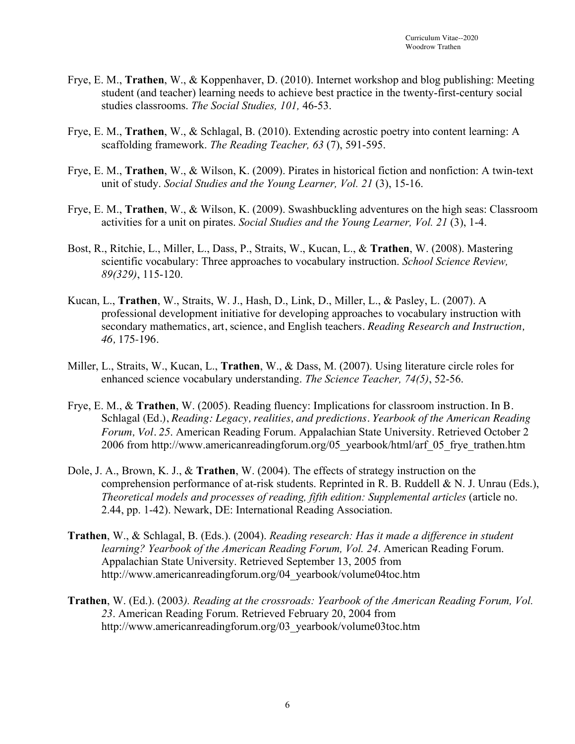Frye, E. M., **Trathen**, W., & Koppenhaver, D. (2010). Internet workshop and blog publishing: Meeting student (and teacher) learning needs to achieve best practice in the twenty-first-century social studies classrooms. *The Social Studies, 101,* 46-53.

Frye, E. M., **Trathen**, W., & Schlagal, B. (2010). Extending acrostic poetry into content learning: A scaffolding framework. *The Reading Teacher, 63* (7), 591-595.

Frye, E. M., **Trathen**, W., & Wilson, K. (2009). Pirates in historical fiction and nonfiction: A twin-text unit of study. *Social Studies and the Young Learner, Vol. 21* (3), 15-16.

Frye, E. M., **Trathen**, W., & Wilson, K. (2009). Swashbuckling adventures on the high seas: Classroom activities for a unit on pirates. *Social Studies and the Young Learner, Vol. 21* (3), 1-4.

Bost, R., Ritchie, L., Miller, L., Dass, P., Straits, W., Kucan, L., & **Trathen**, W. (2008). Mastering scientific vocabulary: Three approaches to vocabulary instruction. *School Science Review, 89(329)*, 115-120.

Kucan, L., **Trathen**, W., Straits, W. J., Hash, D., Link, D., Miller, L., & Pasley, L. (2007). A professional development initiative for developing approaches to vocabulary instruction with secondary mathematics, art, science, and English teachers. *Reading Research and Instruction, 46,* 175-196.

Miller, L., Straits, W., Kucan, L., **Trathen**, W., & Dass, M. (2007). Using literature circle roles for enhanced science vocabulary understanding. *The Science Teacher, 74(5)*, 52-56.

Frye, E. M., & **Trathen**, W. (2005). Reading fluency: Implications for classroom instruction. In B. Schlagal (Ed.), *Reading: Legacy, realities, and predictions. Yearbook of the American Reading Forum, Vol. 25.* American Reading Forum. Appalachian State University. Retrieved October 2 2006 from http://www.americanreadingforum.org/05_yearbook/html/arf_05_frye_trathen.htm

Dole, J. A., Brown, K. J., & **Trathen**, W. (2004). The effects of strategy instruction on the comprehension performance of at-risk students. Reprinted in R. B. Ruddell & N. J. Unrau (Eds.), *Theoretical models and processes of reading, fifth edition: Supplemental articles* (article no. 2.44, pp. 1-42). Newark, DE: International Reading Association.

**Trathen**, W., & Schlagal, B. (Eds.). (2004). *Reading research: Has it made a difference in student learning? Yearbook of the American Reading Forum, Vol. 24*. American Reading Forum. Appalachian State University. Retrieved September 13, 2005 from http://www.americanreadingforum.org/04_yearbook/volume04toc.htm

**Trathen**, W. (Ed.). (2003*). Reading at the crossroads: Yearbook of the American Reading Forum, Vol. 23*. American Reading Forum. Retrieved February 20, 2004 from http://www.americanreadingforum.org/03_yearbook/volume03toc.htm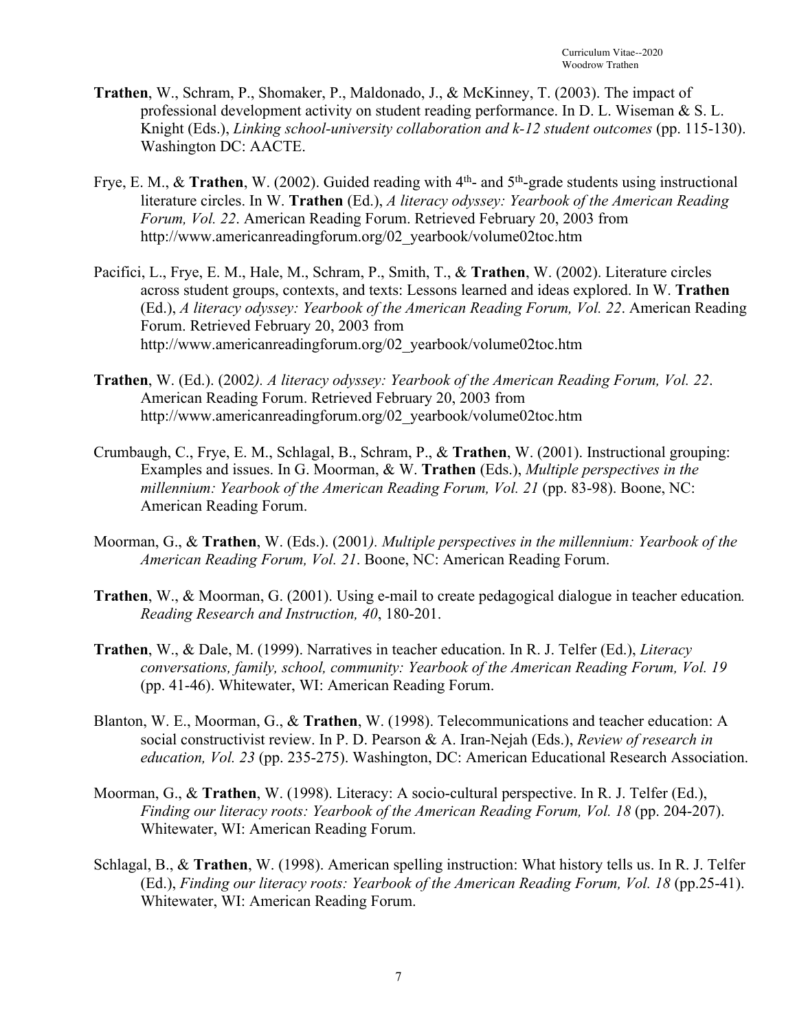**Trathen**, W., Schram, P., Shomaker, P., Maldonado, J., & McKinney, T. (2003). The impact of professional development activity on student reading performance. In D. L. Wiseman & S. L. Knight (Eds.), *Linking school-university collaboration and k-12 student outcomes* (pp. 115-130). Washington DC: AACTE.

Frye, E. M., & **Trathen**, W. (2002). Guided reading with 4th- and 5th-grade students using instructional literature circles. In W. **Trathen** (Ed.), *A literacy odyssey: Yearbook of the American Reading Forum, Vol. 22*. American Reading Forum. Retrieved February 20, 2003 from http://www.americanreadingforum.org/02_yearbook/volume02toc.htm

Pacifici, L., Frye, E. M., Hale, M., Schram, P., Smith, T., & **Trathen**, W. (2002). Literature circles across student groups, contexts, and texts: Lessons learned and ideas explored. In W. **Trathen** (Ed.), *A literacy odyssey: Yearbook of the American Reading Forum, Vol. 22*. American Reading Forum. Retrieved February 20, 2003 from http://www.americanreadingforum.org/02_yearbook/volume02toc.htm

**Trathen**, W. (Ed.). (2002*). A literacy odyssey: Yearbook of the American Reading Forum, Vol. 22*. American Reading Forum. Retrieved February 20, 2003 from http://www.americanreadingforum.org/02_yearbook/volume02toc.htm

Crumbaugh, C., Frye, E. M., Schlagal, B., Schram, P., & **Trathen**, W. (2001). Instructional grouping: Examples and issues. In G. Moorman, & W. **Trathen** (Eds.), *Multiple perspectives in the millennium: Yearbook of the American Reading Forum, Vol. 21* (pp. 83-98). Boone, NC: American Reading Forum.

Moorman, G., & **Trathen**, W. (Eds.). (2001*). Multiple perspectives in the millennium: Yearbook of the American Reading Forum, Vol. 21*. Boone, NC: American Reading Forum.

**Trathen**, W., & Moorman, G. (2001). Using e-mail to create pedagogical dialogue in teacher education*. Reading Research and Instruction, 40*, 180-201.

**Trathen**, W., & Dale, M. (1999). Narratives in teacher education. In R. J. Telfer (Ed.), *Literacy conversations, family, school, community: Yearbook of the American Reading Forum, Vol. 19* (pp. 41-46). Whitewater, WI: American Reading Forum.

Blanton, W. E., Moorman, G., & **Trathen**, W. (1998). Telecommunications and teacher education: A social constructivist review. In P. D. Pearson & A. Iran-Nejah (Eds.), *Review of research in education, Vol. 23* (pp. 235-275). Washington, DC: American Educational Research Association.

Moorman, G., & **Trathen**, W. (1998). Literacy: A socio-cultural perspective. In R. J. Telfer (Ed.), *Finding our literacy roots: Yearbook of the American Reading Forum, Vol. 18* (pp. 204-207). Whitewater, WI: American Reading Forum.

Schlagal, B., & **Trathen**, W. (1998). American spelling instruction: What history tells us. In R. J. Telfer (Ed.), *Finding our literacy roots: Yearbook of the American Reading Forum, Vol. 18* (pp.25-41). Whitewater, WI: American Reading Forum.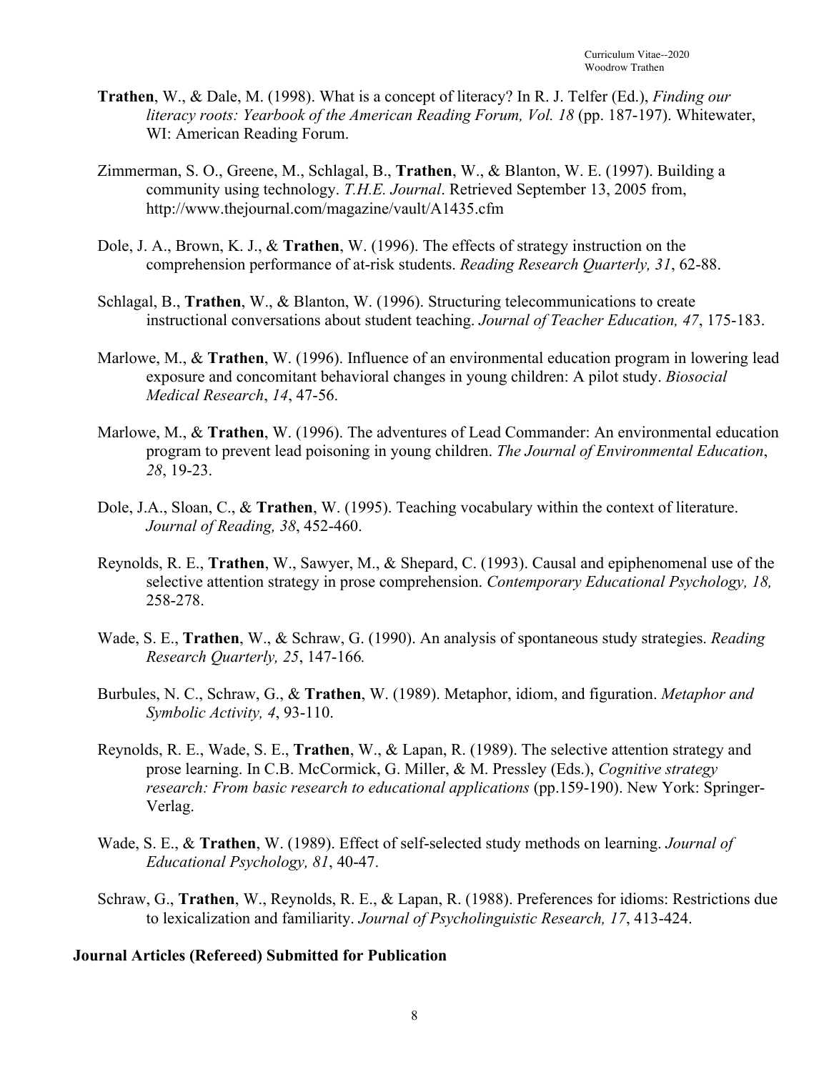**Trathen**, W., & Dale, M. (1998). What is a concept of literacy? In R. J. Telfer (Ed.), *Finding our literacy roots: Yearbook of the American Reading Forum, Vol. 18* (pp. 187-197). Whitewater, WI: American Reading Forum.

Zimmerman, S. O., Greene, M., Schlagal, B., **Trathen**, W., & Blanton, W. E. (1997). Building a community using technology. *T.H.E. Journal*. Retrieved September 13, 2005 from, http://www.thejournal.com/magazine/vault/A1435.cfm

Dole, J. A., Brown, K. J., & **Trathen**, W. (1996). The effects of strategy instruction on the comprehension performance of at-risk students. *Reading Research Quarterly, 31*, 62-88.

Schlagal, B., **Trathen**, W., & Blanton, W. (1996). Structuring telecommunications to create instructional conversations about student teaching. *Journal of Teacher Education, 47*, 175-183.

Marlowe, M., & **Trathen**, W. (1996). Influence of an environmental education program in lowering lead exposure and concomitant behavioral changes in young children: A pilot study. *Biosocial Medical Research*, *14*, 47-56.

Marlowe, M., & **Trathen**, W. (1996). The adventures of Lead Commander: An environmental education program to prevent lead poisoning in young children. *The Journal of Environmental Education*, *28*, 19-23.

Dole, J.A., Sloan, C., & **Trathen**, W. (1995). Teaching vocabulary within the context of literature. *Journal of Reading, 38*, 452-460.

Reynolds, R. E., **Trathen**, W., Sawyer, M., & Shepard, C. (1993). Causal and epiphenomenal use of the selective attention strategy in prose comprehension. *Contemporary Educational Psychology, 18,* 258-278.

Wade, S. E., **Trathen**, W., & Schraw, G. (1990). An analysis of spontaneous study strategies. *Reading Research Quarterly, 25*, 147-166*.*

Burbules, N. C., Schraw, G., & **Trathen**, W. (1989). Metaphor, idiom, and figuration. *Metaphor and Symbolic Activity, 4*, 93-110.

Reynolds, R. E., Wade, S. E., **Trathen**, W., & Lapan, R. (1989). The selective attention strategy and prose learning. In C.B. McCormick, G. Miller, & M. Pressley (Eds.), *Cognitive strategy research: From basic research to educational applications* (pp.159-190). New York: Springer-Verlag.

Wade, S. E., & **Trathen**, W. (1989). Effect of self-selected study methods on learning. *Journal of Educational Psychology, 81*, 40-47.

Schraw, G., **Trathen**, W., Reynolds, R. E., & Lapan, R. (1988). Preferences for idioms: Restrictions due to lexicalization and familiarity. *Journal of Psycholinguistic Research, 17*, 413-424.

**Journal Articles (Refereed) Submitted for Publication**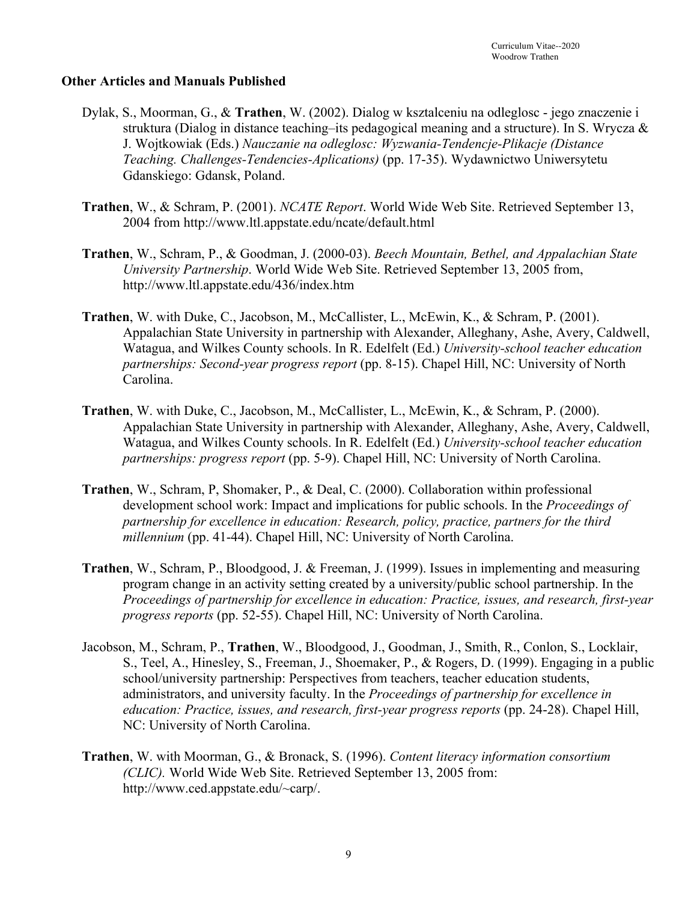## Other Articles and Manuals Published

Dylak, S., Moorman, G., & **Trathen**, W. (2002). Dialog w ksztalceniu na odleglosc - jego znaczenie i struktura (Dialog in distance teaching–its pedagogical meaning and a structure). In S. Wrycza & J. Wojtkowiak (Eds.) *Nauczanie na odleglosc: Wyzwania-Tendencje-Plikacje (Distance Teaching. Challenges-Tendencies-Aplications)* (pp. 17-35). Wydawnictwo Uniwersytetu Gdanskiego: Gdansk, Poland.

**Trathen**, W., & Schram, P. (2001). *NCATE Report*. World Wide Web Site. Retrieved September 13, 2004 from http://www.ltl.appstate.edu/ncate/default.html

**Trathen**, W., Schram, P., & Goodman, J. (2000-03). *Beech Mountain, Bethel, and Appalachian State University Partnership*. World Wide Web Site. Retrieved September 13, 2005 from, http://www.ltl.appstate.edu/436/index.htm

**Trathen**, W. with Duke, C., Jacobson, M., McCallister, L., McEwin, K., & Schram, P. (2001). Appalachian State University in partnership with Alexander, Alleghany, Ashe, Avery, Caldwell, Watagua, and Wilkes County schools. In R. Edelfelt (Ed.) *University-school teacher education partnerships: Second-year progress report* (pp. 8-15). Chapel Hill, NC: University of North Carolina.

**Trathen**, W. with Duke, C., Jacobson, M., McCallister, L., McEwin, K., & Schram, P. (2000). Appalachian State University in partnership with Alexander, Alleghany, Ashe, Avery, Caldwell, Watagua, and Wilkes County schools. In R. Edelfelt (Ed.) *University-school teacher education partnerships: progress report* (pp. 5-9). Chapel Hill, NC: University of North Carolina.

**Trathen**, W., Schram, P, Shomaker, P., & Deal, C. (2000). Collaboration within professional development school work: Impact and implications for public schools. In the *Proceedings of partnership for excellence in education: Research, policy, practice, partners for the third millennium* (pp. 41-44). Chapel Hill, NC: University of North Carolina.

**Trathen**, W., Schram, P., Bloodgood, J. & Freeman, J. (1999). Issues in implementing and measuring program change in an activity setting created by a university/public school partnership. In the *Proceedings of partnership for excellence in education: Practice, issues, and research, first-year progress reports* (pp. 52-55). Chapel Hill, NC: University of North Carolina.

Jacobson, M., Schram, P., **Trathen**, W., Bloodgood, J., Goodman, J., Smith, R., Conlon, S., Locklair, S., Teel, A., Hinesley, S., Freeman, J., Shoemaker, P., & Rogers, D. (1999). Engaging in a public school/university partnership: Perspectives from teachers, teacher education students, administrators, and university faculty. In the *Proceedings of partnership for excellence in education: Practice, issues, and research, first-year progress reports* (pp. 24-28). Chapel Hill, NC: University of North Carolina.

**Trathen**, W. with Moorman, G., & Bronack, S. (1996). *Content literacy information consortium (CLIC).* World Wide Web Site. Retrieved September 13, 2005 from: http://www.ced.appstate.edu/~carp/.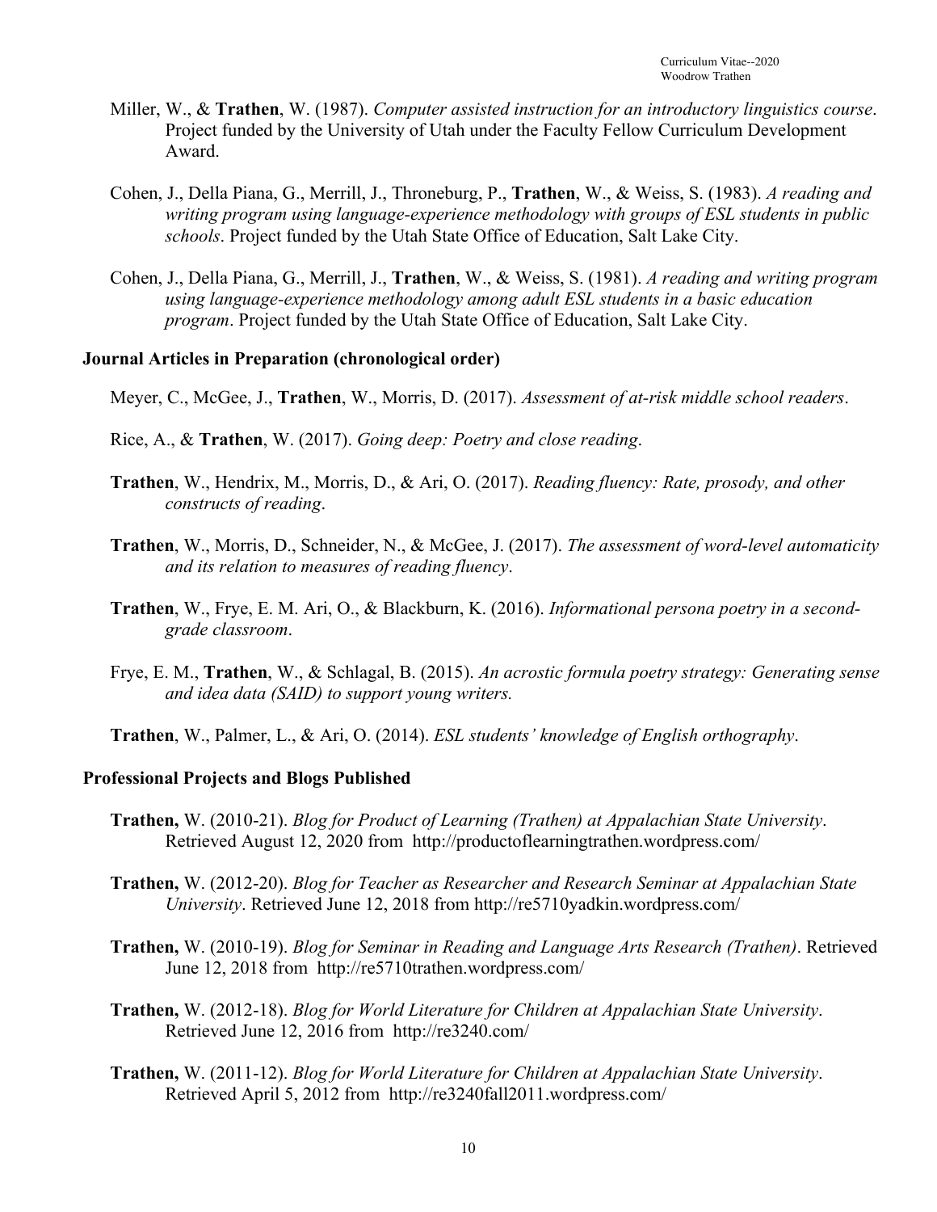Miller, W., & **Trathen**, W. (1987). *Computer assisted instruction for an introductory linguistics course*. Project funded by the University of Utah under the Faculty Fellow Curriculum Development Award.

Cohen, J., Della Piana, G., Merrill, J., Throneburg, P., **Trathen**, W., & Weiss, S. (1983). *A reading and writing program using language-experience methodology with groups of ESL students in public schools*. Project funded by the Utah State Office of Education, Salt Lake City.

Cohen, J., Della Piana, G., Merrill, J., **Trathen**, W., & Weiss, S. (1981). *A reading and writing program using language-experience methodology among adult ESL students in a basic education program*. Project funded by the Utah State Office of Education, Salt Lake City.

### Journal Articles in Preparation (chronological order)

Meyer, C., McGee, J., **Trathen**, W., Morris, D. (2017). *Assessment of at-risk middle school readers*.

Rice, A., & **Trathen**, W. (2017). *Going deep: Poetry and close reading*.

**Trathen**, W., Hendrix, M., Morris, D., & Ari, O. (2017). *Reading fluency: Rate, prosody, and other constructs of reading*.

**Trathen**, W., Morris, D., Schneider, N., & McGee, J. (2017). *The assessment of word-level automaticity and its relation to measures of reading fluency*.

**Trathen**, W., Frye, E. M. Ari, O., & Blackburn, K. (2016). *Informational persona poetry in a second-grade classroom*.

Frye, E. M., **Trathen**, W., & Schlagal, B. (2015). *An acrostic formula poetry strategy: Generating sense and idea data (SAID) to support young writers.*

**Trathen**, W., Palmer, L., & Ari, O. (2014). *ESL students' knowledge of English orthography*.

### Professional Projects and Blogs Published

**Trathen,** W. (2010-21). *Blog for Product of Learning (Trathen) at Appalachian State University*. Retrieved August 12, 2020 from http://productoflearningtrathen.wordpress.com/

**Trathen,** W. (2012-20). *Blog for Teacher as Researcher and Research Seminar at Appalachian State University*. Retrieved June 12, 2018 from http://re5710yadkin.wordpress.com/

**Trathen,** W. (2010-19). *Blog for Seminar in Reading and Language Arts Research (Trathen)*. Retrieved June 12, 2018 from http://re5710trathen.wordpress.com/

**Trathen,** W. (2012-18). *Blog for World Literature for Children at Appalachian State University*. Retrieved June 12, 2016 from http://re3240.com/

**Trathen,** W. (2011-12). *Blog for World Literature for Children at Appalachian State University*. Retrieved April 5, 2012 from http://re3240fall2011.wordpress.com/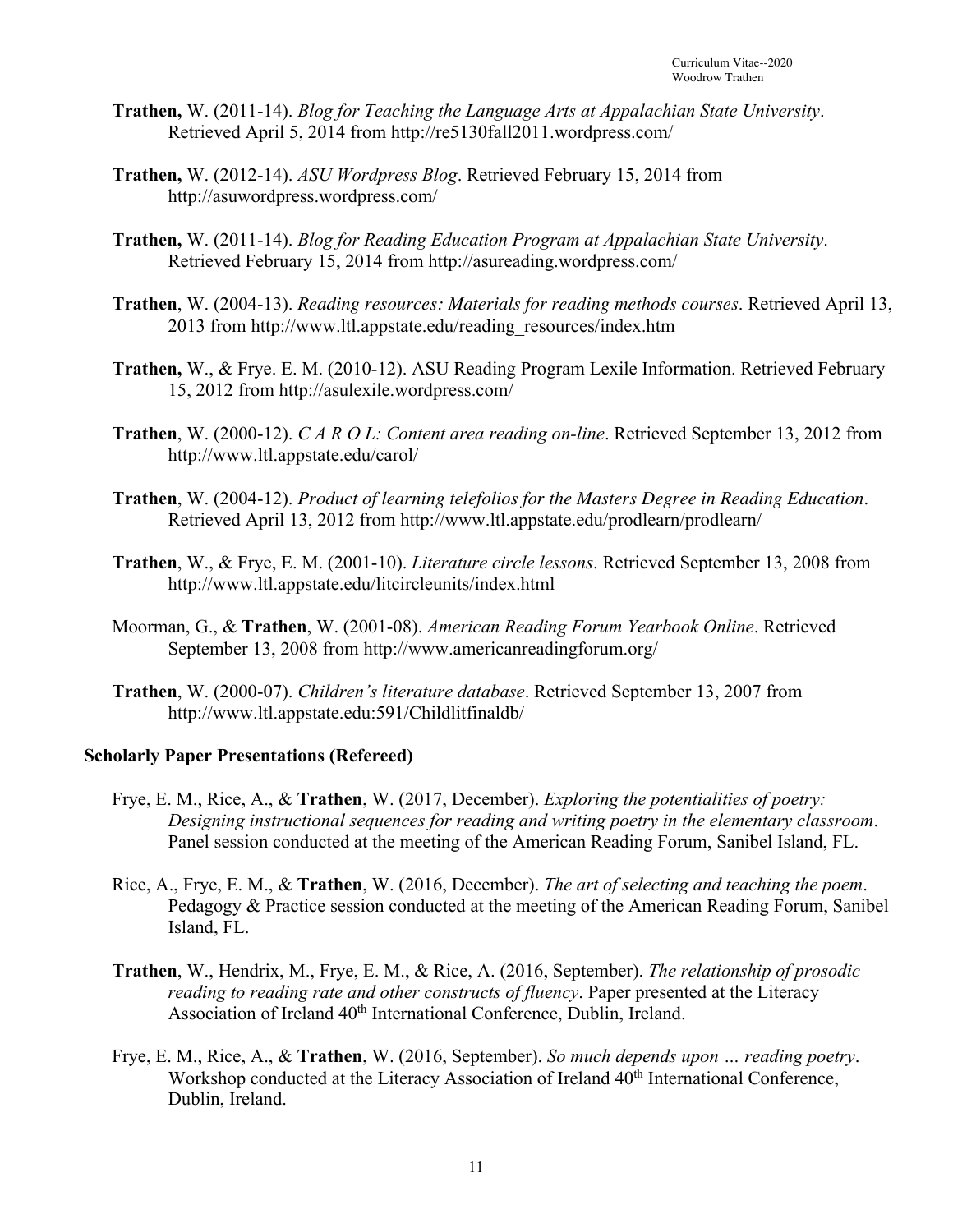**Trathen,** W. (2011-14). *Blog for Teaching the Language Arts at Appalachian State University*. Retrieved April 5, 2014 from http://re5130fall2011.wordpress.com/

**Trathen,** W. (2012-14). *ASU Wordpress Blog*. Retrieved February 15, 2014 from http://asuwordpress.wordpress.com/

**Trathen,** W. (2011-14). *Blog for Reading Education Program at Appalachian State University*. Retrieved February 15, 2014 from http://asureading.wordpress.com/

**Trathen**, W. (2004-13). *Reading resources: Materials for reading methods courses*. Retrieved April 13, 2013 from http://www.ltl.appstate.edu/reading_resources/index.htm

**Trathen,** W., & Frye. E. M. (2010-12). ASU Reading Program Lexile Information. Retrieved February 15, 2012 from http://asulexile.wordpress.com/

**Trathen**, W. (2000-12). *C A R O L: Content area reading on-line*. Retrieved September 13, 2012 from http://www.ltl.appstate.edu/carol/

**Trathen**, W. (2004-12). *Product of learning telefolios for the Masters Degree in Reading Education*. Retrieved April 13, 2012 from http://www.ltl.appstate.edu/prodlearn/prodlearn/

**Trathen**, W., & Frye, E. M. (2001-10). *Literature circle lessons*. Retrieved September 13, 2008 from http://www.ltl.appstate.edu/litcircleunits/index.html

Moorman, G., & **Trathen**, W. (2001-08). *American Reading Forum Yearbook Online*. Retrieved September 13, 2008 from http://www.americanreadingforum.org/

**Trathen**, W. (2000-07). *Children's literature database*. Retrieved September 13, 2007 from http://www.ltl.appstate.edu:591/Childlitfinaldb/

### Scholarly Paper Presentations (Refereed)

Frye, E. M., Rice, A., & **Trathen**, W. (2017, December). *Exploring the potentialities of poetry: Designing instructional sequences for reading and writing poetry in the elementary classroom*. Panel session conducted at the meeting of the American Reading Forum, Sanibel Island, FL.

Rice, A., Frye, E. M., & **Trathen**, W. (2016, December). *The art of selecting and teaching the poem*. Pedagogy & Practice session conducted at the meeting of the American Reading Forum, Sanibel Island, FL.

**Trathen**, W., Hendrix, M., Frye, E. M., & Rice, A. (2016, September). *The relationship of prosodic reading to reading rate and other constructs of fluency*. Paper presented at the Literacy Association of Ireland 40th International Conference, Dublin, Ireland.

Frye, E. M., Rice, A., & **Trathen**, W. (2016, September). *So much depends upon … reading poetry*. Workshop conducted at the Literacy Association of Ireland 40th International Conference, Dublin, Ireland.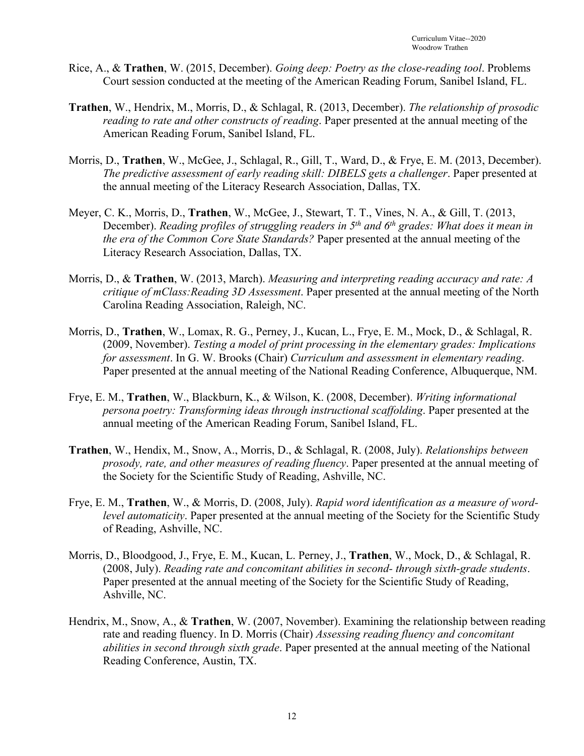Rice, A., & **Trathen**, W. (2015, December). *Going deep: Poetry as the close-reading tool*. Problems Court session conducted at the meeting of the American Reading Forum, Sanibel Island, FL.

**Trathen**, W., Hendrix, M., Morris, D., & Schlagal, R. (2013, December). *The relationship of prosodic reading to rate and other constructs of reading*. Paper presented at the annual meeting of the American Reading Forum, Sanibel Island, FL.

Morris, D., **Trathen**, W., McGee, J., Schlagal, R., Gill, T., Ward, D., & Frye, E. M. (2013, December). *The predictive assessment of early reading skill: DIBELS gets a challenger*. Paper presented at the annual meeting of the Literacy Research Association, Dallas, TX.

Meyer, C. K., Morris, D., **Trathen**, W., McGee, J., Stewart, T. T., Vines, N. A., & Gill, T. (2013, December). *Reading profiles of struggling readers in 5th and 6th grades: What does it mean in the era of the Common Core State Standards?* Paper presented at the annual meeting of the Literacy Research Association, Dallas, TX.

Morris, D., & **Trathen**, W. (2013, March). *Measuring and interpreting reading accuracy and rate: A critique of mClass:Reading 3D Assessment*. Paper presented at the annual meeting of the North Carolina Reading Association, Raleigh, NC.

Morris, D., **Trathen**, W., Lomax, R. G., Perney, J., Kucan, L., Frye, E. M., Mock, D., & Schlagal, R. (2009, November). *Testing a model of print processing in the elementary grades: Implications for assessment*. In G. W. Brooks (Chair) *Curriculum and assessment in elementary reading*. Paper presented at the annual meeting of the National Reading Conference, Albuquerque, NM.

Frye, E. M., **Trathen**, W., Blackburn, K., & Wilson, K. (2008, December). *Writing informational persona poetry: Transforming ideas through instructional scaffolding*. Paper presented at the annual meeting of the American Reading Forum, Sanibel Island, FL.

**Trathen**, W., Hendix, M., Snow, A., Morris, D., & Schlagal, R. (2008, July). *Relationships between prosody, rate, and other measures of reading fluency*. Paper presented at the annual meeting of the Society for the Scientific Study of Reading, Ashville, NC.

Frye, E. M., **Trathen**, W., & Morris, D. (2008, July). *Rapid word identification as a measure of word-level automaticity*. Paper presented at the annual meeting of the Society for the Scientific Study of Reading, Ashville, NC.

Morris, D., Bloodgood, J., Frye, E. M., Kucan, L. Perney, J., **Trathen**, W., Mock, D., & Schlagal, R. (2008, July). *Reading rate and concomitant abilities in second- through sixth-grade students*. Paper presented at the annual meeting of the Society for the Scientific Study of Reading, Ashville, NC.

Hendrix, M., Snow, A., & **Trathen**, W. (2007, November). Examining the relationship between reading rate and reading fluency. In D. Morris (Chair) *Assessing reading fluency and concomitant abilities in second through sixth grade*. Paper presented at the annual meeting of the National Reading Conference, Austin, TX.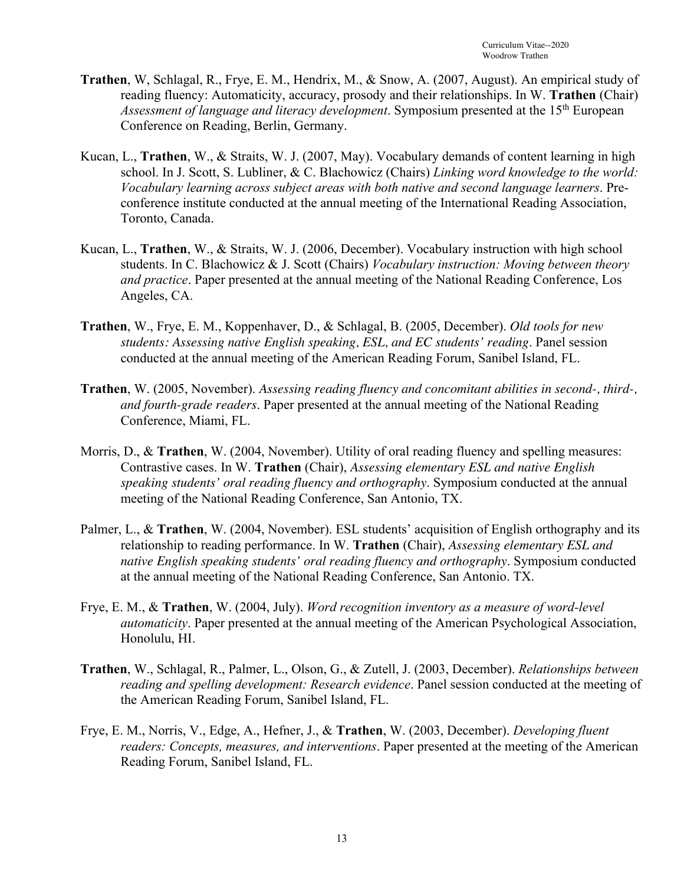**Trathen**, W, Schlagal, R., Frye, E. M., Hendrix, M., & Snow, A. (2007, August). An empirical study of reading fluency: Automaticity, accuracy, prosody and their relationships. In W. **Trathen** (Chair) *Assessment of language and literacy development*. Symposium presented at the 15th European Conference on Reading, Berlin, Germany.

Kucan, L., **Trathen**, W., & Straits, W. J. (2007, May). Vocabulary demands of content learning in high school. In J. Scott, S. Lubliner, & C. Blachowicz (Chairs) *Linking word knowledge to the world: Vocabulary learning across subject areas with both native and second language learners*. Pre-conference institute conducted at the annual meeting of the International Reading Association, Toronto, Canada.

Kucan, L., **Trathen**, W., & Straits, W. J. (2006, December). Vocabulary instruction with high school students. In C. Blachowicz & J. Scott (Chairs) *Vocabulary instruction: Moving between theory and practice*. Paper presented at the annual meeting of the National Reading Conference, Los Angeles, CA.

**Trathen**, W., Frye, E. M., Koppenhaver, D., & Schlagal, B. (2005, December). *Old tools for new students: Assessing native English speaking, ESL, and EC students' reading*. Panel session conducted at the annual meeting of the American Reading Forum, Sanibel Island, FL.

**Trathen**, W. (2005, November). *Assessing reading fluency and concomitant abilities in second-, third-, and fourth-grade readers*. Paper presented at the annual meeting of the National Reading Conference, Miami, FL.

Morris, D., & **Trathen**, W. (2004, November). Utility of oral reading fluency and spelling measures: Contrastive cases. In W. **Trathen** (Chair), *Assessing elementary ESL and native English speaking students' oral reading fluency and orthography*. Symposium conducted at the annual meeting of the National Reading Conference, San Antonio, TX.

Palmer, L., & **Trathen**, W. (2004, November). ESL students' acquisition of English orthography and its relationship to reading performance. In W. **Trathen** (Chair), *Assessing elementary ESL and native English speaking students' oral reading fluency and orthography*. Symposium conducted at the annual meeting of the National Reading Conference, San Antonio. TX.

Frye, E. M., & **Trathen**, W. (2004, July). *Word recognition inventory as a measure of word-level automaticity*. Paper presented at the annual meeting of the American Psychological Association, Honolulu, HI.

**Trathen**, W., Schlagal, R., Palmer, L., Olson, G., & Zutell, J. (2003, December). *Relationships between reading and spelling development: Research evidence*. Panel session conducted at the meeting of the American Reading Forum, Sanibel Island, FL.

Frye, E. M., Norris, V., Edge, A., Hefner, J., & **Trathen**, W. (2003, December). *Developing fluent readers: Concepts, measures, and interventions*. Paper presented at the meeting of the American Reading Forum, Sanibel Island, FL.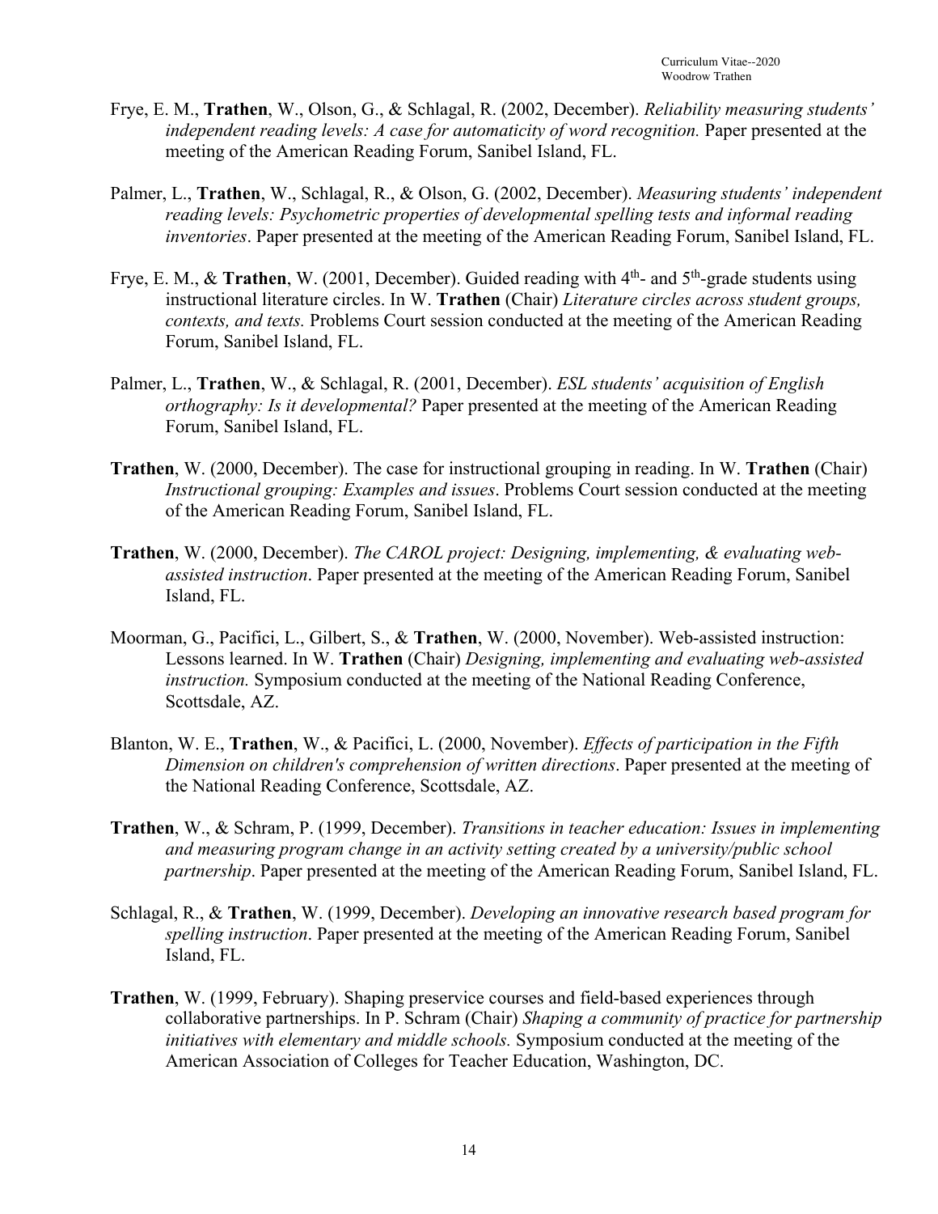Frye, E. M., **Trathen**, W., Olson, G., & Schlagal, R. (2002, December). *Reliability measuring students' independent reading levels: A case for automaticity of word recognition.* Paper presented at the meeting of the American Reading Forum, Sanibel Island, FL.

Palmer, L., **Trathen**, W., Schlagal, R., & Olson, G. (2002, December). *Measuring students' independent reading levels: Psychometric properties of developmental spelling tests and informal reading inventories*. Paper presented at the meeting of the American Reading Forum, Sanibel Island, FL.

Frye, E. M., & **Trathen**, W. (2001, December). Guided reading with 4th- and 5th-grade students using instructional literature circles. In W. **Trathen** (Chair) *Literature circles across student groups, contexts, and texts.* Problems Court session conducted at the meeting of the American Reading Forum, Sanibel Island, FL.

Palmer, L., **Trathen**, W., & Schlagal, R. (2001, December). *ESL students' acquisition of English orthography: Is it developmental?* Paper presented at the meeting of the American Reading Forum, Sanibel Island, FL.

**Trathen**, W. (2000, December). The case for instructional grouping in reading. In W. **Trathen** (Chair) *Instructional grouping: Examples and issues*. Problems Court session conducted at the meeting of the American Reading Forum, Sanibel Island, FL.

**Trathen**, W. (2000, December). *The CAROL project: Designing, implementing, & evaluating web-assisted instruction*. Paper presented at the meeting of the American Reading Forum, Sanibel Island, FL.

Moorman, G., Pacifici, L., Gilbert, S., & **Trathen**, W. (2000, November). Web-assisted instruction: Lessons learned. In W. **Trathen** (Chair) *Designing, implementing and evaluating web-assisted instruction.* Symposium conducted at the meeting of the National Reading Conference, Scottsdale, AZ.

Blanton, W. E., **Trathen**, W., & Pacifici, L. (2000, November). *Effects of participation in the Fifth Dimension on children's comprehension of written directions*. Paper presented at the meeting of the National Reading Conference, Scottsdale, AZ.

**Trathen**, W., & Schram, P. (1999, December). *Transitions in teacher education: Issues in implementing and measuring program change in an activity setting created by a university/public school partnership*. Paper presented at the meeting of the American Reading Forum, Sanibel Island, FL.

Schlagal, R., & **Trathen**, W. (1999, December). *Developing an innovative research based program for spelling instruction*. Paper presented at the meeting of the American Reading Forum, Sanibel Island, FL.

**Trathen**, W. (1999, February). Shaping preservice courses and field-based experiences through collaborative partnerships. In P. Schram (Chair) *Shaping a community of practice for partnership initiatives with elementary and middle schools.* Symposium conducted at the meeting of the American Association of Colleges for Teacher Education, Washington, DC.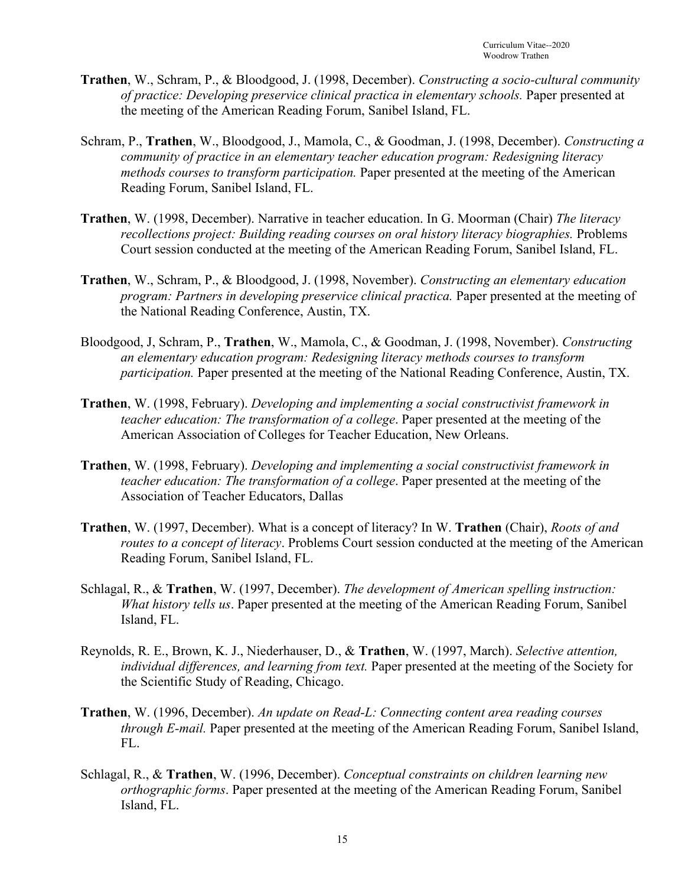**Trathen**, W., Schram, P., & Bloodgood, J. (1998, December). *Constructing a socio-cultural community of practice: Developing preservice clinical practica in elementary schools.* Paper presented at the meeting of the American Reading Forum, Sanibel Island, FL.

Schram, P., **Trathen**, W., Bloodgood, J., Mamola, C., & Goodman, J. (1998, December). *Constructing a community of practice in an elementary teacher education program: Redesigning literacy methods courses to transform participation.* Paper presented at the meeting of the American Reading Forum, Sanibel Island, FL.

**Trathen**, W. (1998, December). Narrative in teacher education. In G. Moorman (Chair) *The literacy recollections project: Building reading courses on oral history literacy biographies.* Problems Court session conducted at the meeting of the American Reading Forum, Sanibel Island, FL.

**Trathen**, W., Schram, P., & Bloodgood, J. (1998, November). *Constructing an elementary education program: Partners in developing preservice clinical practica.* Paper presented at the meeting of the National Reading Conference, Austin, TX.

Bloodgood, J, Schram, P., **Trathen**, W., Mamola, C., & Goodman, J. (1998, November). *Constructing an elementary education program: Redesigning literacy methods courses to transform participation.* Paper presented at the meeting of the National Reading Conference, Austin, TX.

**Trathen**, W. (1998, February). *Developing and implementing a social constructivist framework in teacher education: The transformation of a college*. Paper presented at the meeting of the American Association of Colleges for Teacher Education, New Orleans.

**Trathen**, W. (1998, February). *Developing and implementing a social constructivist framework in teacher education: The transformation of a college*. Paper presented at the meeting of the Association of Teacher Educators, Dallas

**Trathen**, W. (1997, December). What is a concept of literacy? In W. **Trathen** (Chair), *Roots of and routes to a concept of literacy*. Problems Court session conducted at the meeting of the American Reading Forum, Sanibel Island, FL.

Schlagal, R., & **Trathen**, W. (1997, December). *The development of American spelling instruction: What history tells us*. Paper presented at the meeting of the American Reading Forum, Sanibel Island, FL.

Reynolds, R. E., Brown, K. J., Niederhauser, D., & **Trathen**, W. (1997, March). *Selective attention, individual differences, and learning from text.* Paper presented at the meeting of the Society for the Scientific Study of Reading, Chicago.

**Trathen**, W. (1996, December). *An update on Read-L: Connecting content area reading courses through E-mail.* Paper presented at the meeting of the American Reading Forum, Sanibel Island, FL.

Schlagal, R., & **Trathen**, W. (1996, December). *Conceptual constraints on children learning new orthographic forms*. Paper presented at the meeting of the American Reading Forum, Sanibel Island, FL.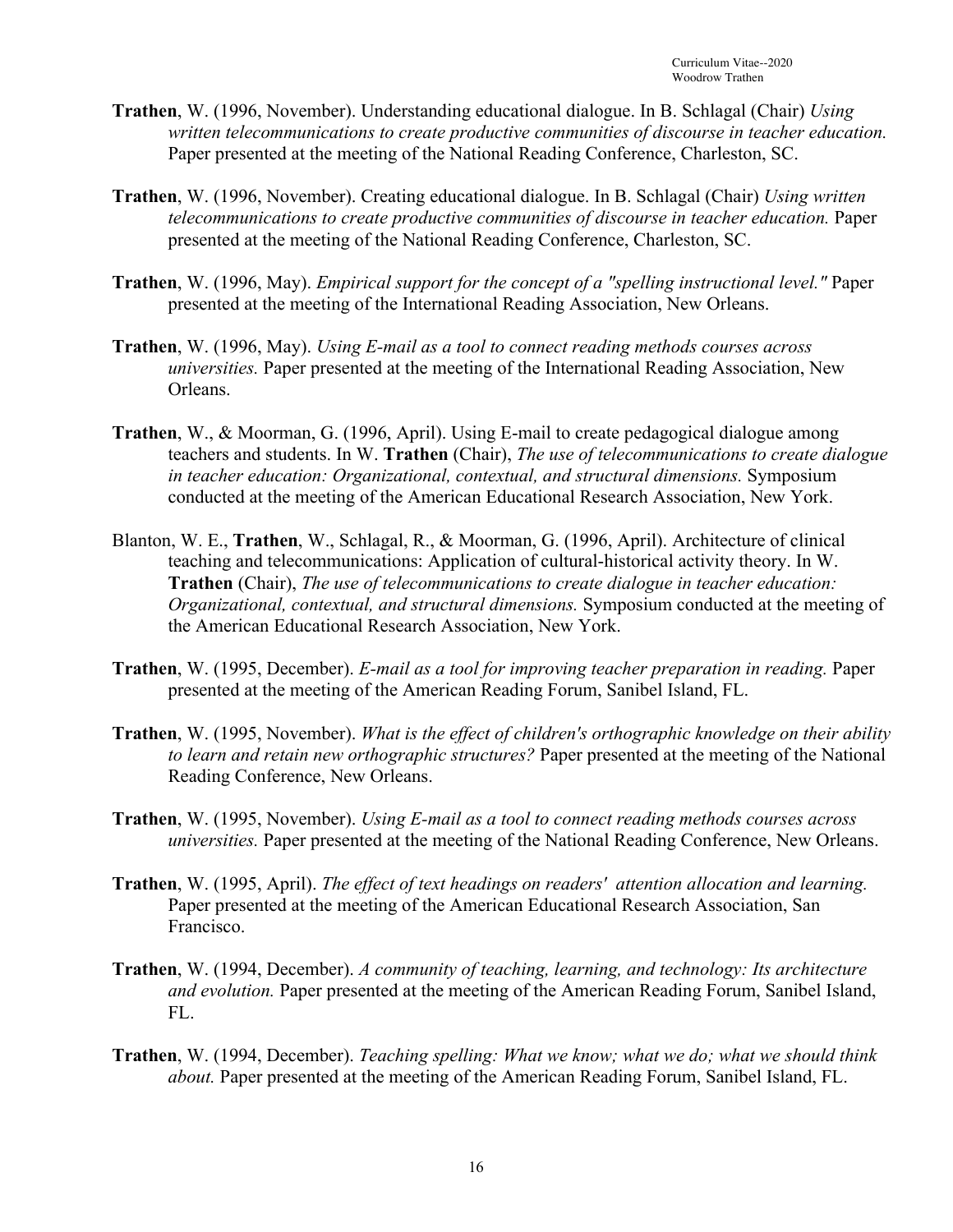**Trathen**, W. (1996, November). Understanding educational dialogue. In B. Schlagal (Chair) *Using written telecommunications to create productive communities of discourse in teacher education.* Paper presented at the meeting of the National Reading Conference, Charleston, SC.

**Trathen**, W. (1996, November). Creating educational dialogue. In B. Schlagal (Chair) *Using written telecommunications to create productive communities of discourse in teacher education.* Paper presented at the meeting of the National Reading Conference, Charleston, SC.

**Trathen**, W. (1996, May). *Empirical support for the concept of a "spelling instructional level."* Paper presented at the meeting of the International Reading Association, New Orleans.

**Trathen**, W. (1996, May). *Using E-mail as a tool to connect reading methods courses across universities.* Paper presented at the meeting of the International Reading Association, New Orleans.

**Trathen**, W., & Moorman, G. (1996, April). Using E-mail to create pedagogical dialogue among teachers and students. In W. **Trathen** (Chair), *The use of telecommunications to create dialogue in teacher education: Organizational, contextual, and structural dimensions.* Symposium conducted at the meeting of the American Educational Research Association, New York.

Blanton, W. E., **Trathen**, W., Schlagal, R., & Moorman, G. (1996, April). Architecture of clinical teaching and telecommunications: Application of cultural-historical activity theory. In W. **Trathen** (Chair), *The use of telecommunications to create dialogue in teacher education: Organizational, contextual, and structural dimensions.* Symposium conducted at the meeting of the American Educational Research Association, New York.

**Trathen**, W. (1995, December). *E-mail as a tool for improving teacher preparation in reading.* Paper presented at the meeting of the American Reading Forum, Sanibel Island, FL.

**Trathen**, W. (1995, November). *What is the effect of children's orthographic knowledge on their ability to learn and retain new orthographic structures?* Paper presented at the meeting of the National Reading Conference, New Orleans.

**Trathen**, W. (1995, November). *Using E-mail as a tool to connect reading methods courses across universities.* Paper presented at the meeting of the National Reading Conference, New Orleans.

**Trathen**, W. (1995, April). *The effect of text headings on readers' attention allocation and learning.* Paper presented at the meeting of the American Educational Research Association, San Francisco.

**Trathen**, W. (1994, December). *A community of teaching, learning, and technology: Its architecture and evolution.* Paper presented at the meeting of the American Reading Forum, Sanibel Island, FL.

**Trathen**, W. (1994, December). *Teaching spelling: What we know; what we do; what we should think about.* Paper presented at the meeting of the American Reading Forum, Sanibel Island, FL.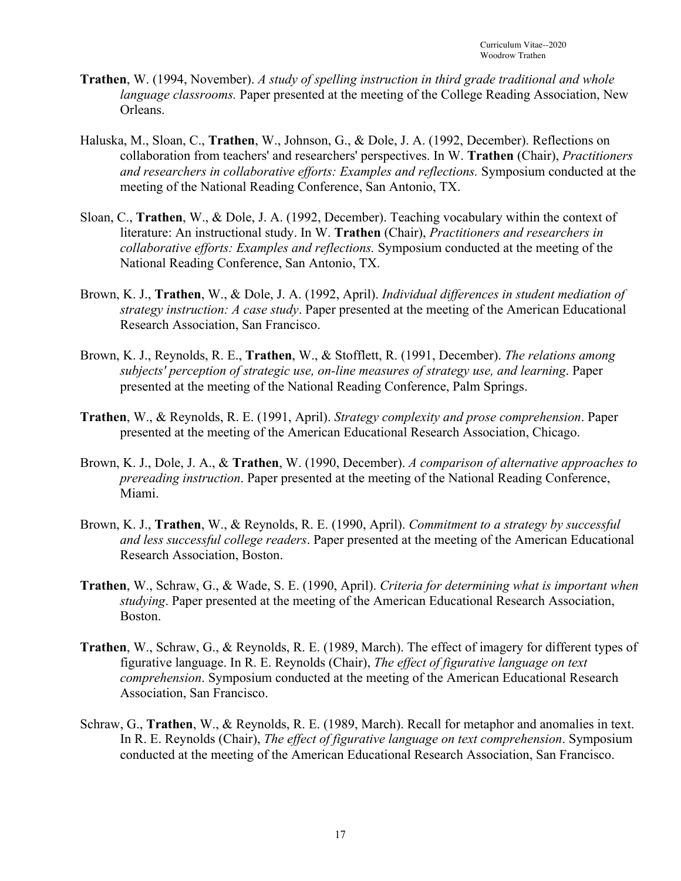**Trathen**, W. (1994, November). *A study of spelling instruction in third grade traditional and whole language classrooms.* Paper presented at the meeting of the College Reading Association, New Orleans.

Haluska, M., Sloan, C., **Trathen**, W., Johnson, G., & Dole, J. A. (1992, December). Reflections on collaboration from teachers' and researchers' perspectives. In W. **Trathen** (Chair), *Practitioners and researchers in collaborative efforts: Examples and reflections.* Symposium conducted at the meeting of the National Reading Conference, San Antonio, TX.

Sloan, C., **Trathen**, W., & Dole, J. A. (1992, December). Teaching vocabulary within the context of literature: An instructional study. In W. **Trathen** (Chair), *Practitioners and researchers in collaborative efforts: Examples and reflections.* Symposium conducted at the meeting of the National Reading Conference, San Antonio, TX.

Brown, K. J., **Trathen**, W., & Dole, J. A. (1992, April). *Individual differences in student mediation of strategy instruction: A case study*. Paper presented at the meeting of the American Educational Research Association, San Francisco.

Brown, K. J., Reynolds, R. E., **Trathen**, W., & Stofflett, R. (1991, December). *The relations among subjects' perception of strategic use, on-line measures of strategy use, and learning*. Paper presented at the meeting of the National Reading Conference, Palm Springs.

**Trathen**, W., & Reynolds, R. E. (1991, April). *Strategy complexity and prose comprehension*. Paper presented at the meeting of the American Educational Research Association, Chicago.

Brown, K. J., Dole, J. A., & **Trathen**, W. (1990, December). *A comparison of alternative approaches to prereading instruction*. Paper presented at the meeting of the National Reading Conference, Miami.

Brown, K. J., **Trathen**, W., & Reynolds, R. E. (1990, April). *Commitment to a strategy by successful and less successful college readers*. Paper presented at the meeting of the American Educational Research Association, Boston.

**Trathen**, W., Schraw, G., & Wade, S. E. (1990, April). *Criteria for determining what is important when studying*. Paper presented at the meeting of the American Educational Research Association, Boston.

**Trathen**, W., Schraw, G., & Reynolds, R. E. (1989, March). The effect of imagery for different types of figurative language. In R. E. Reynolds (Chair), *The effect of figurative language on text comprehension*. Symposium conducted at the meeting of the American Educational Research Association, San Francisco.

Schraw, G., **Trathen**, W., & Reynolds, R. E. (1989, March). Recall for metaphor and anomalies in text. In R. E. Reynolds (Chair), *The effect of figurative language on text comprehension*. Symposium conducted at the meeting of the American Educational Research Association, San Francisco.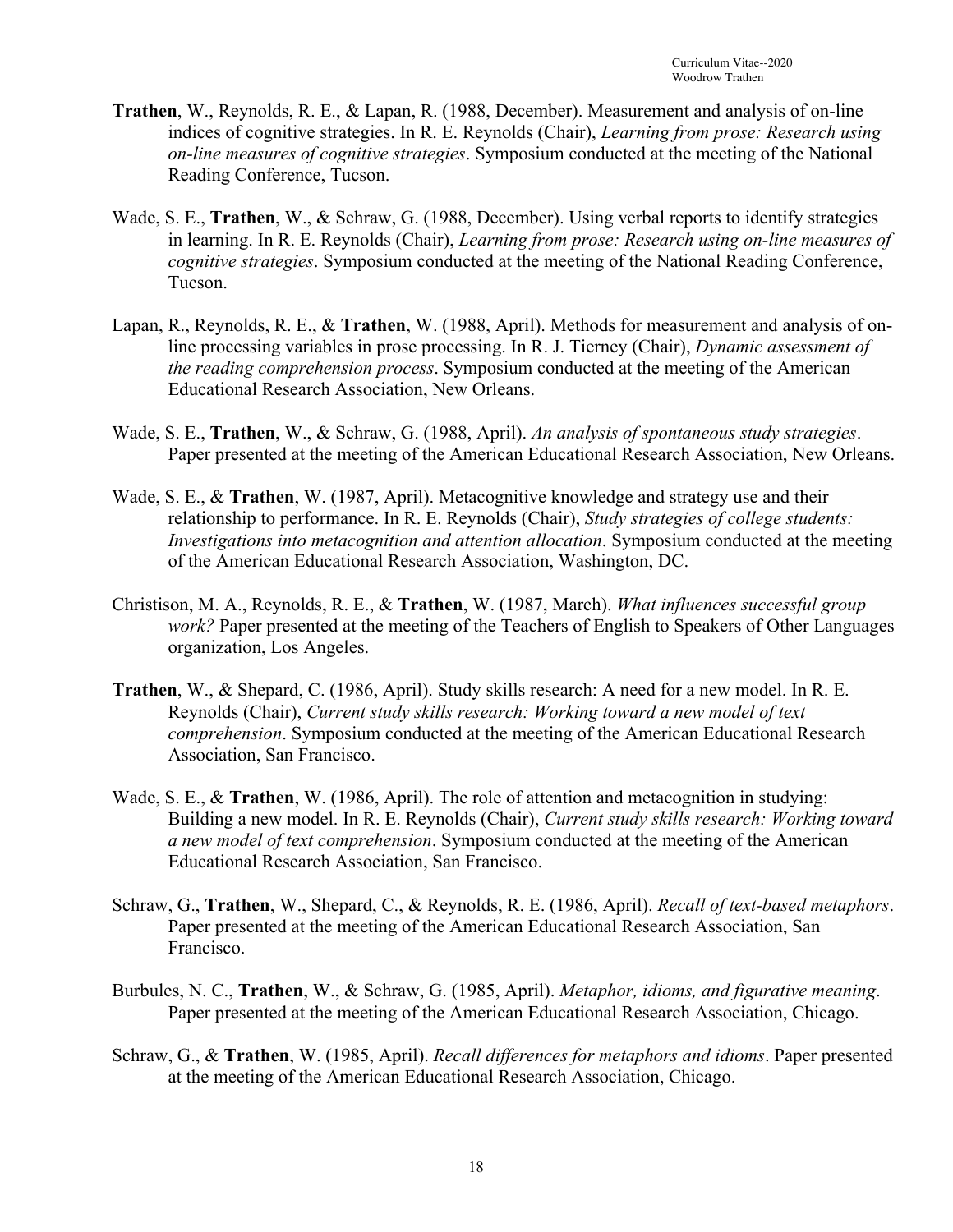**Trathen**, W., Reynolds, R. E., & Lapan, R. (1988, December). Measurement and analysis of on-line indices of cognitive strategies. In R. E. Reynolds (Chair), *Learning from prose: Research using on-line measures of cognitive strategies*. Symposium conducted at the meeting of the National Reading Conference, Tucson.

Wade, S. E., **Trathen**, W., & Schraw, G. (1988, December). Using verbal reports to identify strategies in learning. In R. E. Reynolds (Chair), *Learning from prose: Research using on-line measures of cognitive strategies*. Symposium conducted at the meeting of the National Reading Conference, Tucson.

Lapan, R., Reynolds, R. E., & **Trathen**, W. (1988, April). Methods for measurement and analysis of on-line processing variables in prose processing. In R. J. Tierney (Chair), *Dynamic assessment of the reading comprehension process*. Symposium conducted at the meeting of the American Educational Research Association, New Orleans.

Wade, S. E., **Trathen**, W., & Schraw, G. (1988, April). *An analysis of spontaneous study strategies*. Paper presented at the meeting of the American Educational Research Association, New Orleans.

Wade, S. E., & **Trathen**, W. (1987, April). Metacognitive knowledge and strategy use and their relationship to performance. In R. E. Reynolds (Chair), *Study strategies of college students: Investigations into metacognition and attention allocation*. Symposium conducted at the meeting of the American Educational Research Association, Washington, DC.

Christison, M. A., Reynolds, R. E., & **Trathen**, W. (1987, March). *What influences successful group work?* Paper presented at the meeting of the Teachers of English to Speakers of Other Languages organization, Los Angeles.

**Trathen**, W., & Shepard, C. (1986, April). Study skills research: A need for a new model. In R. E. Reynolds (Chair), *Current study skills research: Working toward a new model of text comprehension*. Symposium conducted at the meeting of the American Educational Research Association, San Francisco.

Wade, S. E., & **Trathen**, W. (1986, April). The role of attention and metacognition in studying: Building a new model. In R. E. Reynolds (Chair), *Current study skills research: Working toward a new model of text comprehension*. Symposium conducted at the meeting of the American Educational Research Association, San Francisco.

Schraw, G., **Trathen**, W., Shepard, C., & Reynolds, R. E. (1986, April). *Recall of text-based metaphors*. Paper presented at the meeting of the American Educational Research Association, San Francisco.

Burbules, N. C., **Trathen**, W., & Schraw, G. (1985, April). *Metaphor, idioms, and figurative meaning*. Paper presented at the meeting of the American Educational Research Association, Chicago.

Schraw, G., & **Trathen**, W. (1985, April). *Recall differences for metaphors and idioms*. Paper presented at the meeting of the American Educational Research Association, Chicago.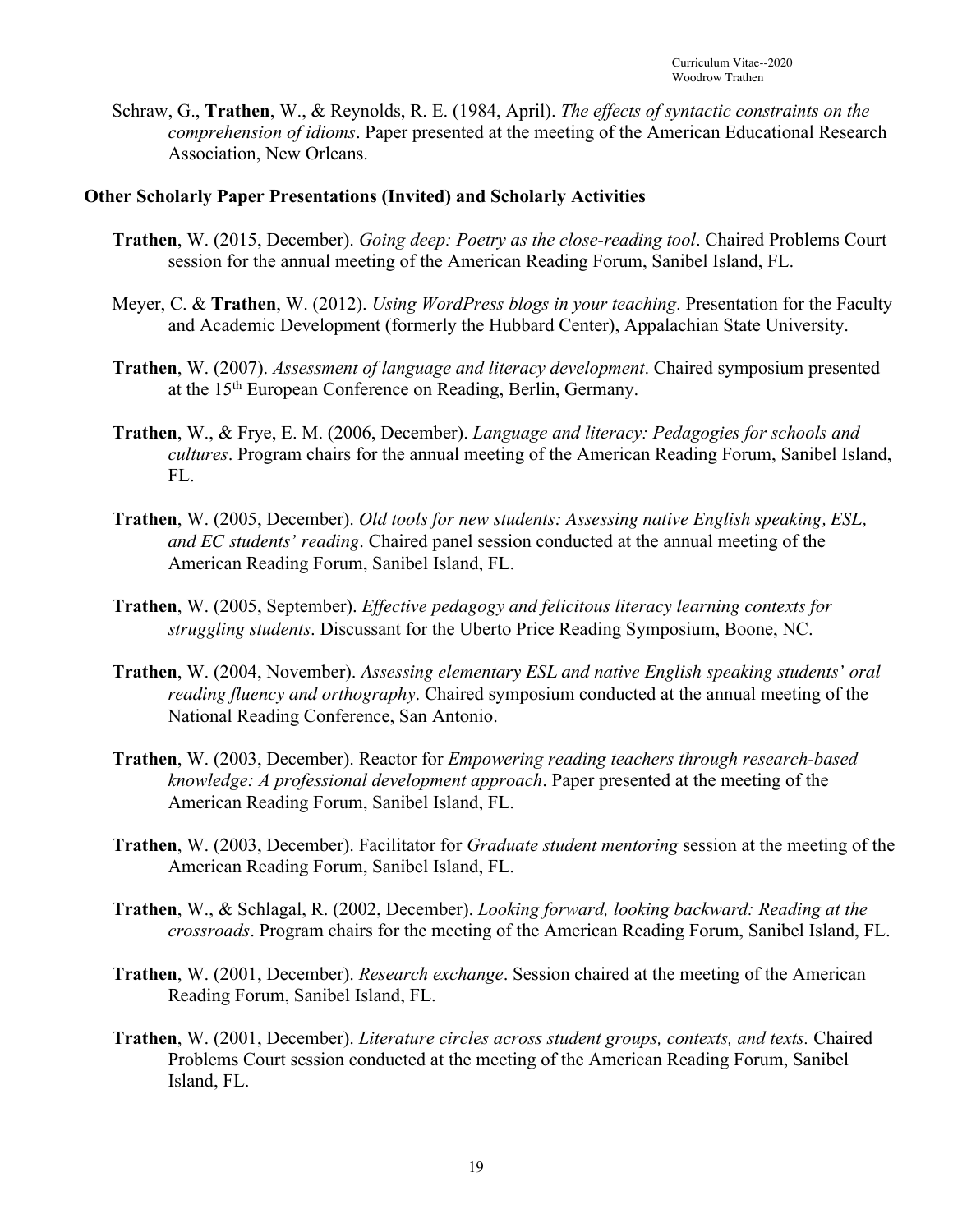Schraw, G., **Trathen**, W., & Reynolds, R. E. (1984, April). *The effects of syntactic constraints on the comprehension of idioms*. Paper presented at the meeting of the American Educational Research Association, New Orleans.

### Other Scholarly Paper Presentations (Invited) and Scholarly Activities

**Trathen**, W. (2015, December). *Going deep: Poetry as the close-reading tool*. Chaired Problems Court session for the annual meeting of the American Reading Forum, Sanibel Island, FL.

Meyer, C. & **Trathen**, W. (2012). *Using WordPress blogs in your teaching*. Presentation for the Faculty and Academic Development (formerly the Hubbard Center), Appalachian State University.

**Trathen**, W. (2007). *Assessment of language and literacy development*. Chaired symposium presented at the 15th European Conference on Reading, Berlin, Germany.

**Trathen**, W., & Frye, E. M. (2006, December). *Language and literacy: Pedagogies for schools and cultures*. Program chairs for the annual meeting of the American Reading Forum, Sanibel Island, FL.

**Trathen**, W. (2005, December). *Old tools for new students: Assessing native English speaking, ESL, and EC students' reading*. Chaired panel session conducted at the annual meeting of the American Reading Forum, Sanibel Island, FL.

**Trathen**, W. (2005, September). *Effective pedagogy and felicitous literacy learning contexts for struggling students*. Discussant for the Uberto Price Reading Symposium, Boone, NC.

**Trathen**, W. (2004, November). *Assessing elementary ESL and native English speaking students' oral reading fluency and orthography*. Chaired symposium conducted at the annual meeting of the National Reading Conference, San Antonio.

**Trathen**, W. (2003, December). Reactor for *Empowering reading teachers through research-based knowledge: A professional development approach*. Paper presented at the meeting of the American Reading Forum, Sanibel Island, FL.

**Trathen**, W. (2003, December). Facilitator for *Graduate student mentoring* session at the meeting of the American Reading Forum, Sanibel Island, FL.

**Trathen**, W., & Schlagal, R. (2002, December). *Looking forward, looking backward: Reading at the crossroads*. Program chairs for the meeting of the American Reading Forum, Sanibel Island, FL.

**Trathen**, W. (2001, December). *Research exchange*. Session chaired at the meeting of the American Reading Forum, Sanibel Island, FL.

**Trathen**, W. (2001, December). *Literature circles across student groups, contexts, and texts.* Chaired Problems Court session conducted at the meeting of the American Reading Forum, Sanibel Island, FL.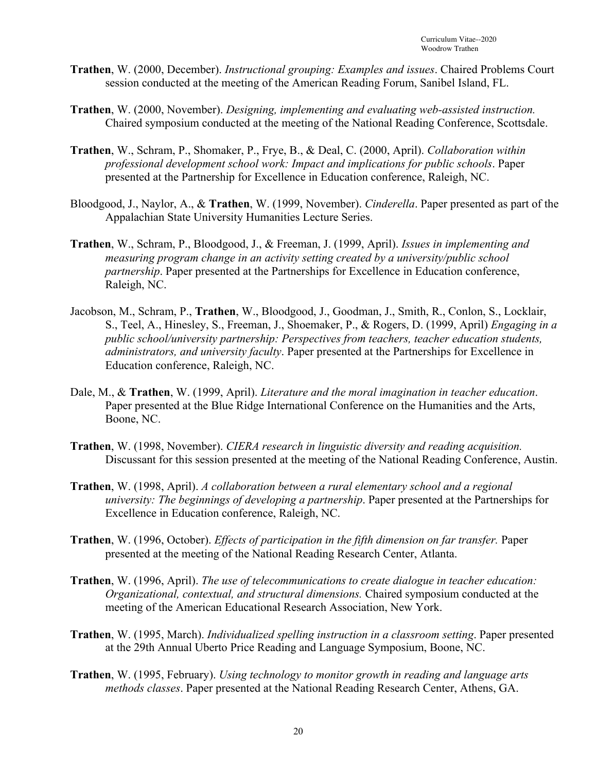**Trathen**, W. (2000, December). *Instructional grouping: Examples and issues*. Chaired Problems Court session conducted at the meeting of the American Reading Forum, Sanibel Island, FL.

**Trathen**, W. (2000, November). *Designing, implementing and evaluating web-assisted instruction.* Chaired symposium conducted at the meeting of the National Reading Conference, Scottsdale.

**Trathen**, W., Schram, P., Shomaker, P., Frye, B., & Deal, C. (2000, April). *Collaboration within professional development school work: Impact and implications for public schools*. Paper presented at the Partnership for Excellence in Education conference, Raleigh, NC.

Bloodgood, J., Naylor, A., & **Trathen**, W. (1999, November). *Cinderella*. Paper presented as part of the Appalachian State University Humanities Lecture Series.

**Trathen**, W., Schram, P., Bloodgood, J., & Freeman, J. (1999, April). *Issues in implementing and measuring program change in an activity setting created by a university/public school partnership*. Paper presented at the Partnerships for Excellence in Education conference, Raleigh, NC.

Jacobson, M., Schram, P., **Trathen**, W., Bloodgood, J., Goodman, J., Smith, R., Conlon, S., Locklair, S., Teel, A., Hinesley, S., Freeman, J., Shoemaker, P., & Rogers, D. (1999, April) *Engaging in a public school/university partnership: Perspectives from teachers, teacher education students, administrators, and university faculty*. Paper presented at the Partnerships for Excellence in Education conference, Raleigh, NC.

Dale, M., & **Trathen**, W. (1999, April). *Literature and the moral imagination in teacher education*. Paper presented at the Blue Ridge International Conference on the Humanities and the Arts, Boone, NC.

**Trathen**, W. (1998, November). *CIERA research in linguistic diversity and reading acquisition.* Discussant for this session presented at the meeting of the National Reading Conference, Austin.

**Trathen**, W. (1998, April). *A collaboration between a rural elementary school and a regional university: The beginnings of developing a partnership*. Paper presented at the Partnerships for Excellence in Education conference, Raleigh, NC.

**Trathen**, W. (1996, October). *Effects of participation in the fifth dimension on far transfer.* Paper presented at the meeting of the National Reading Research Center, Atlanta.

**Trathen**, W. (1996, April). *The use of telecommunications to create dialogue in teacher education: Organizational, contextual, and structural dimensions.* Chaired symposium conducted at the meeting of the American Educational Research Association, New York.

**Trathen**, W. (1995, March). *Individualized spelling instruction in a classroom setting*. Paper presented at the 29th Annual Uberto Price Reading and Language Symposium, Boone, NC.

**Trathen**, W. (1995, February). *Using technology to monitor growth in reading and language arts methods classes*. Paper presented at the National Reading Research Center, Athens, GA.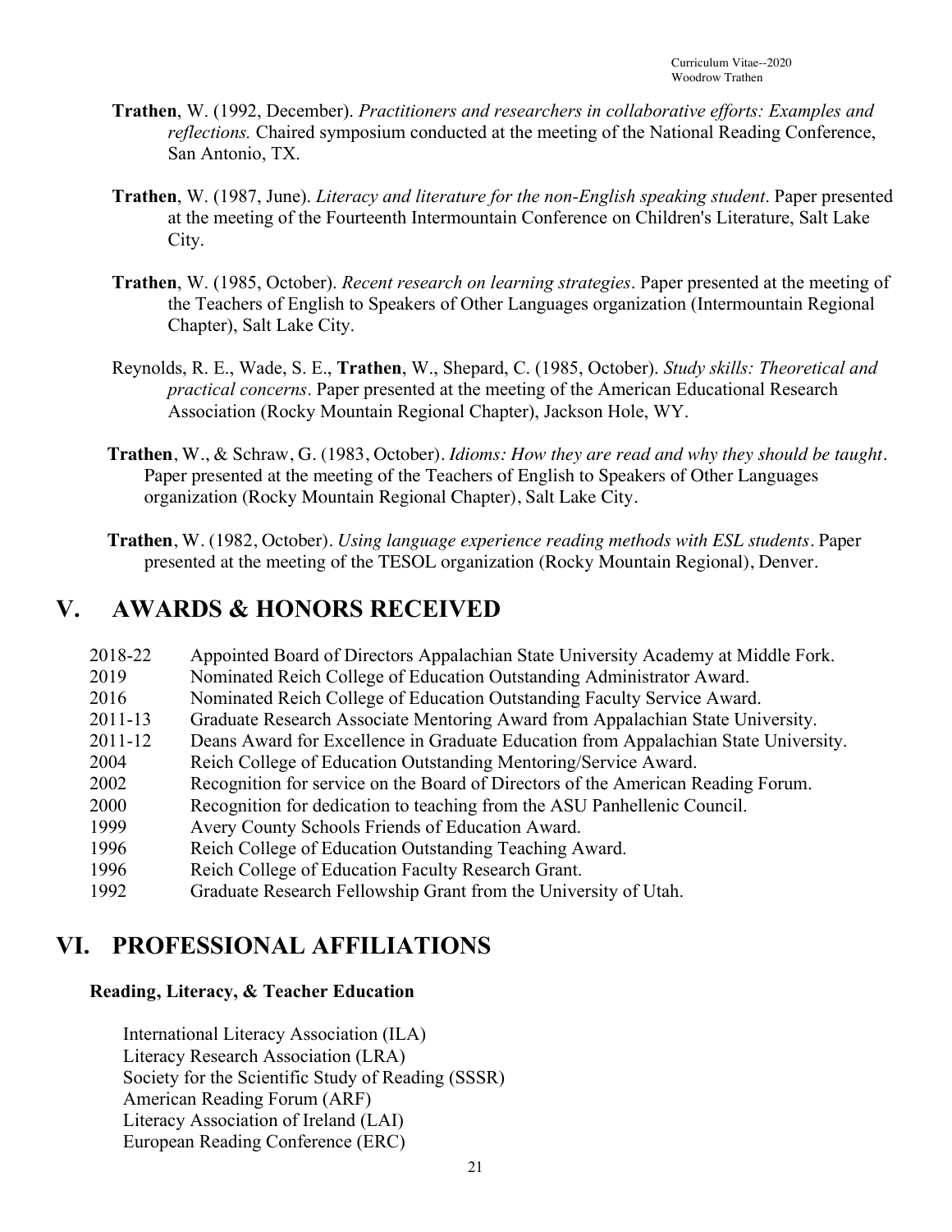**Trathen**, W. (1992, December). *Practitioners and researchers in collaborative efforts: Examples and reflections.* Chaired symposium conducted at the meeting of the National Reading Conference, San Antonio, TX.

**Trathen**, W. (1987, June). *Literacy and literature for the non-English speaking student*. Paper presented at the meeting of the Fourteenth Intermountain Conference on Children's Literature, Salt Lake City.

**Trathen**, W. (1985, October). *Recent research on learning strategies*. Paper presented at the meeting of the Teachers of English to Speakers of Other Languages organization (Intermountain Regional Chapter), Salt Lake City.

Reynolds, R. E., Wade, S. E., **Trathen**, W., Shepard, C. (1985, October). *Study skills: Theoretical and practical concerns*. Paper presented at the meeting of the American Educational Research Association (Rocky Mountain Regional Chapter), Jackson Hole, WY.

**Trathen**, W., & Schraw, G. (1983, October). *Idioms: How they are read and why they should be taught*. Paper presented at the meeting of the Teachers of English to Speakers of Other Languages organization (Rocky Mountain Regional Chapter), Salt Lake City.

**Trathen**, W. (1982, October). *Using language experience reading methods with ESL students*. Paper presented at the meeting of the TESOL organization (Rocky Mountain Regional), Denver.

# V. AWARDS & HONORS RECEIVED

- 2018-22 Appointed Board of Directors Appalachian State University Academy at Middle Fork.
- 2019 Nominated Reich College of Education Outstanding Administrator Award.
- 2016 Nominated Reich College of Education Outstanding Faculty Service Award.
- 2011-13 Graduate Research Associate Mentoring Award from Appalachian State University.
- 2011-12 Deans Award for Excellence in Graduate Education from Appalachian State University.
- 2004 Reich College of Education Outstanding Mentoring/Service Award.
- 2002 Recognition for service on the Board of Directors of the American Reading Forum.
- 2000 Recognition for dedication to teaching from the ASU Panhellenic Council.
- 1999 Avery County Schools Friends of Education Award.
- 1996 Reich College of Education Outstanding Teaching Award.
- 1996 Reich College of Education Faculty Research Grant.
- 1992 Graduate Research Fellowship Grant from the University of Utah.

# VI. PROFESSIONAL AFFILIATIONS

### Reading, Literacy, & Teacher Education

International Literacy Association (ILA)
Literacy Research Association (LRA)
Society for the Scientific Study of Reading (SSSR)
American Reading Forum (ARF)
Literacy Association of Ireland (LAI)
European Reading Conference (ERC)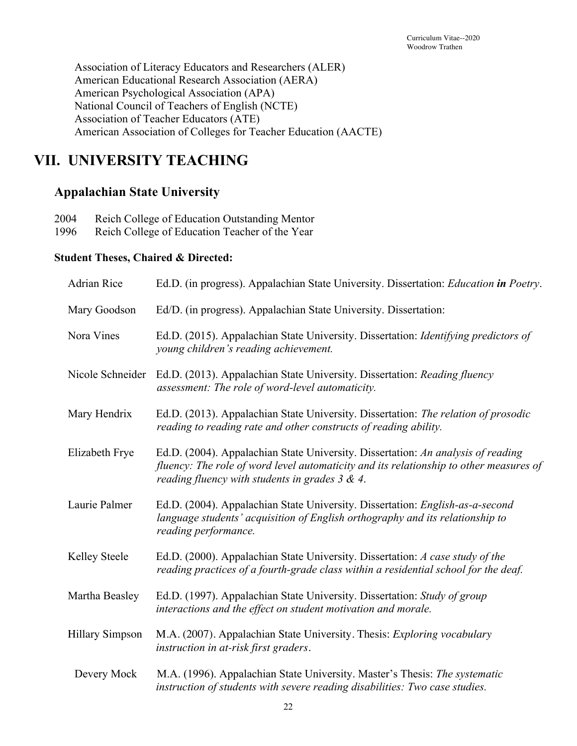Association of Literacy Educators and Researchers (ALER)
American Educational Research Association (AERA)
American Psychological Association (APA)
National Council of Teachers of English (NCTE)
Association of Teacher Educators (ATE)
American Association of Colleges for Teacher Education (AACTE)

# VII. UNIVERSITY TEACHING

## Appalachian State University

2004 Reich College of Education Outstanding Mentor
1996 Reich College of Education Teacher of the Year

### Student Theses, Chaired & Directed:

Adrian Rice — Ed.D. (in progress). Appalachian State University. Dissertation: *Education* ***in*** *Poetry*.

Mary Goodson — Ed/D. (in progress). Appalachian State University. Dissertation:

Nora Vines — Ed.D. (2015). Appalachian State University. Dissertation: *Identifying predictors of young children's reading achievement.*

Nicole Schneider — Ed.D. (2013). Appalachian State University. Dissertation: *Reading fluency assessment: The role of word-level automaticity.*

Mary Hendrix — Ed.D. (2013). Appalachian State University. Dissertation: *The relation of prosodic reading to reading rate and other constructs of reading ability.*

Elizabeth Frye — Ed.D. (2004). Appalachian State University. Dissertation: *An analysis of reading fluency: The role of word level automaticity and its relationship to other measures of reading fluency with students in grades 3 & 4*.

Laurie Palmer — Ed.D. (2004). Appalachian State University. Dissertation: *English-as-a-second language students' acquisition of English orthography and its relationship to reading performance.*

Kelley Steele — Ed.D. (2000). Appalachian State University. Dissertation: *A case study of the reading practices of a fourth-grade class within a residential school for the deaf.*

Martha Beasley — Ed.D. (1997). Appalachian State University. Dissertation: *Study of group interactions and the effect on student motivation and morale.*

Hillary Simpson — M.A. (2007). Appalachian State University. Thesis: *Exploring vocabulary instruction in at-risk first graders*.

Devery Mock — M.A. (1996). Appalachian State University. Master's Thesis: *The systematic instruction of students with severe reading disabilities: Two case studies.*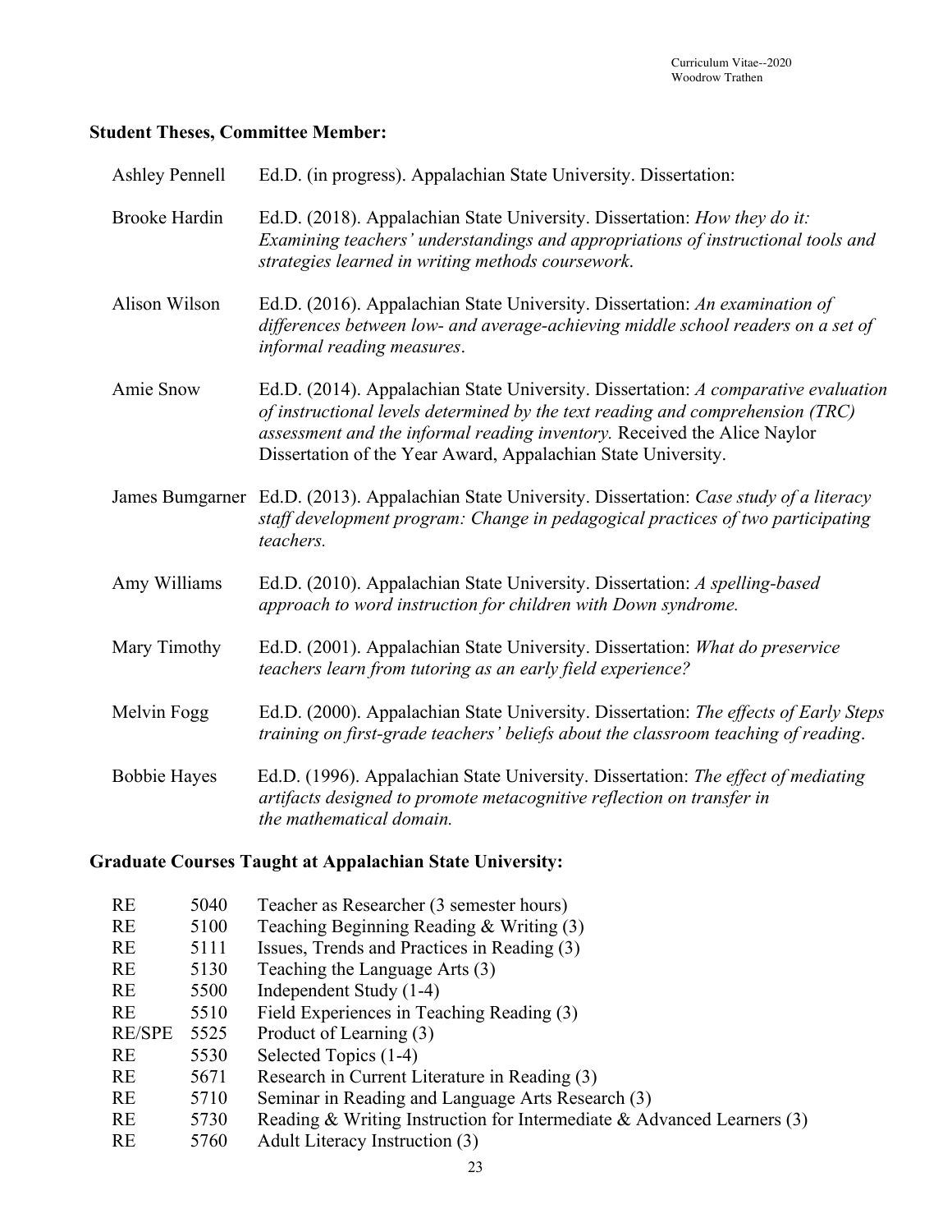**Student Theses, Committee Member:**

Ashley Pennell — Ed.D. (in progress). Appalachian State University. Dissertation:

Brooke Hardin — Ed.D. (2018). Appalachian State University. Dissertation: *How they do it: Examining teachers' understandings and appropriations of instructional tools and strategies learned in writing methods coursework*.

Alison Wilson — Ed.D. (2016). Appalachian State University. Dissertation: *An examination of differences between low- and average-achieving middle school readers on a set of informal reading measures*.

Amie Snow — Ed.D. (2014). Appalachian State University. Dissertation: *A comparative evaluation of instructional levels determined by the text reading and comprehension (TRC) assessment and the informal reading inventory.* Received the Alice Naylor Dissertation of the Year Award, Appalachian State University.

James Bumgarner — Ed.D. (2013). Appalachian State University. Dissertation: *Case study of a literacy staff development program: Change in pedagogical practices of two participating teachers.*

Amy Williams — Ed.D. (2010). Appalachian State University. Dissertation: *A spelling-based approach to word instruction for children with Down syndrome.*

Mary Timothy — Ed.D. (2001). Appalachian State University. Dissertation: *What do preservice teachers learn from tutoring as an early field experience?*

Melvin Fogg — Ed.D. (2000). Appalachian State University. Dissertation: *The effects of Early Steps training on first-grade teachers' beliefs about the classroom teaching of reading*.

Bobbie Hayes — Ed.D. (1996). Appalachian State University. Dissertation: *The effect of mediating artifacts designed to promote metacognitive reflection on transfer in the mathematical domain.*

**Graduate Courses Taught at Appalachian State University:**

| | | |
|---|---|---|
| RE | 5040 | Teacher as Researcher (3 semester hours) |
| RE | 5100 | Teaching Beginning Reading & Writing (3) |
| RE | 5111 | Issues, Trends and Practices in Reading (3) |
| RE | 5130 | Teaching the Language Arts (3) |
| RE | 5500 | Independent Study (1-4) |
| RE | 5510 | Field Experiences in Teaching Reading (3) |
| RE/SPE | 5525 | Product of Learning (3) |
| RE | 5530 | Selected Topics (1-4) |
| RE | 5671 | Research in Current Literature in Reading (3) |
| RE | 5710 | Seminar in Reading and Language Arts Research (3) |
| RE | 5730 | Reading & Writing Instruction for Intermediate & Advanced Learners (3) |
| RE | 5760 | Adult Literacy Instruction (3) |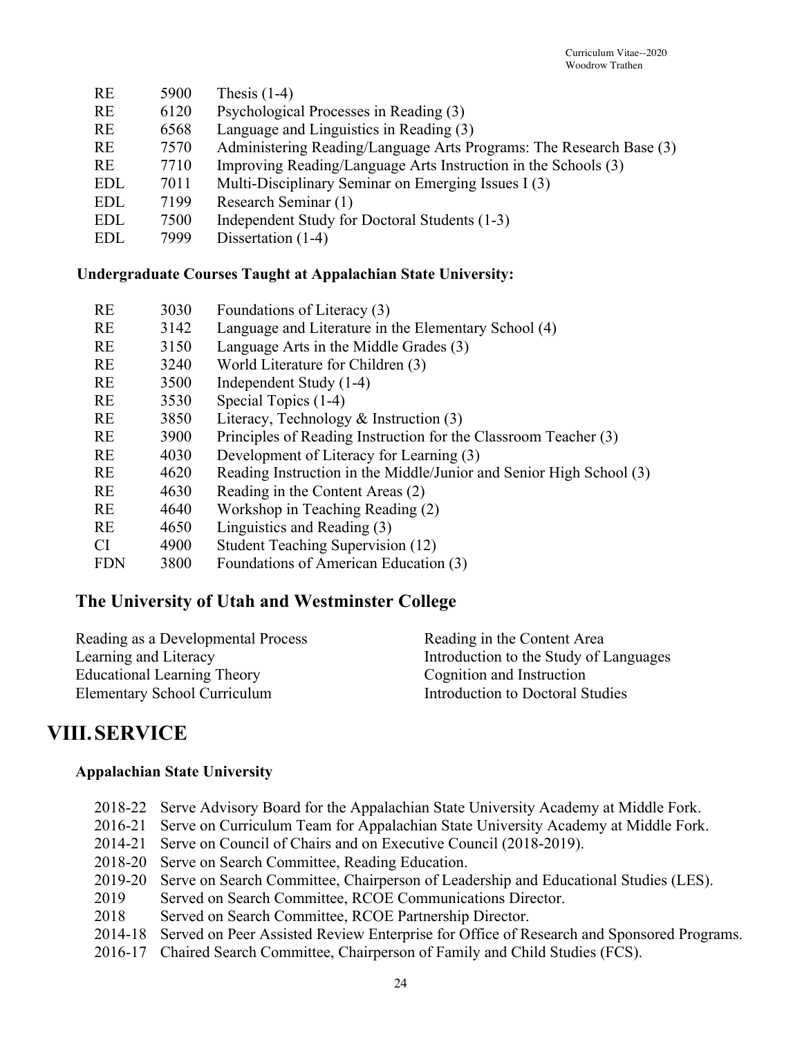| | | |
|---|---|---|
| RE | 5900 | Thesis (1-4) |
| RE | 6120 | Psychological Processes in Reading (3) |
| RE | 6568 | Language and Linguistics in Reading (3) |
| RE | 7570 | Administering Reading/Language Arts Programs: The Research Base (3) |
| RE | 7710 | Improving Reading/Language Arts Instruction in the Schools (3) |
| EDL | 7011 | Multi-Disciplinary Seminar on Emerging Issues I (3) |
| EDL | 7199 | Research Seminar (1) |
| EDL | 7500 | Independent Study for Doctoral Students (1-3) |
| EDL | 7999 | Dissertation (1-4) |

**Undergraduate Courses Taught at Appalachian State University:**

| | | |
|---|---|---|
| RE | 3030 | Foundations of Literacy (3) |
| RE | 3142 | Language and Literature in the Elementary School (4) |
| RE | 3150 | Language Arts in the Middle Grades (3) |
| RE | 3240 | World Literature for Children (3) |
| RE | 3500 | Independent Study (1-4) |
| RE | 3530 | Special Topics (1-4) |
| RE | 3850 | Literacy, Technology & Instruction (3) |
| RE | 3900 | Principles of Reading Instruction for the Classroom Teacher (3) |
| RE | 4030 | Development of Literacy for Learning (3) |
| RE | 4620 | Reading Instruction in the Middle/Junior and Senior High School (3) |
| RE | 4630 | Reading in the Content Areas (2) |
| RE | 4640 | Workshop in Teaching Reading (2) |
| RE | 4650 | Linguistics and Reading (3) |
| CI | 4900 | Student Teaching Supervision (12) |
| FDN | 3800 | Foundations of American Education (3) |

## The University of Utah and Westminster College

- Reading as a Developmental Process
- Learning and Literacy
- Educational Learning Theory
- Elementary School Curriculum
- Reading in the Content Area
- Introduction to the Study of Languages
- Cognition and Instruction
- Introduction to Doctoral Studies

# VIII. SERVICE

**Appalachian State University**

- 2018-22 Serve Advisory Board for the Appalachian State University Academy at Middle Fork.
- 2016-21 Serve on Curriculum Team for Appalachian State University Academy at Middle Fork.
- 2014-21 Serve on Council of Chairs and on Executive Council (2018-2019).
- 2018-20 Serve on Search Committee, Reading Education.
- 2019-20 Serve on Search Committee, Chairperson of Leadership and Educational Studies (LES).
- 2019 Served on Search Committee, RCOE Communications Director.
- 2018 Served on Search Committee, RCOE Partnership Director.
- 2014-18 Served on Peer Assisted Review Enterprise for Office of Research and Sponsored Programs.
- 2016-17 Chaired Search Committee, Chairperson of Family and Child Studies (FCS).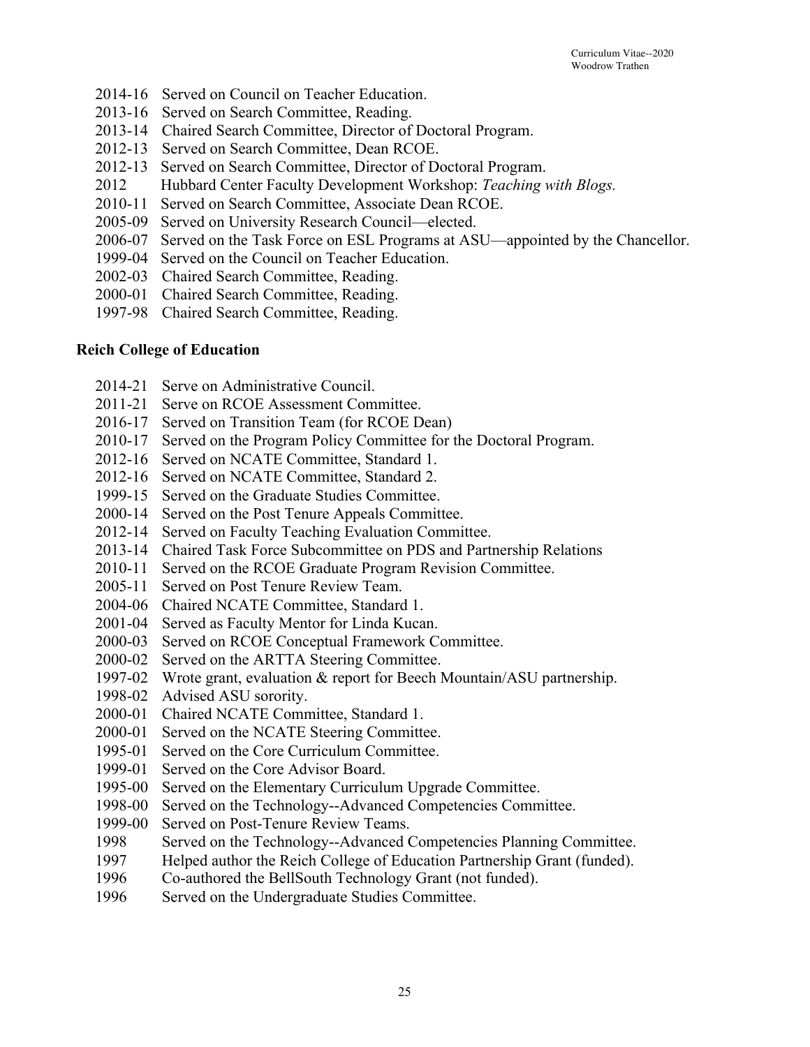2014-16 Served on Council on Teacher Education.
2013-16 Served on Search Committee, Reading.
2013-14 Chaired Search Committee, Director of Doctoral Program.
2012-13 Served on Search Committee, Dean RCOE.
2012-13 Served on Search Committee, Director of Doctoral Program.
2012 Hubbard Center Faculty Development Workshop: *Teaching with Blogs.*
2010-11 Served on Search Committee, Associate Dean RCOE.
2005-09 Served on University Research Council—elected.
2006-07 Served on the Task Force on ESL Programs at ASU—appointed by the Chancellor.
1999-04 Served on the Council on Teacher Education.
2002-03 Chaired Search Committee, Reading.
2000-01 Chaired Search Committee, Reading.
1997-98 Chaired Search Committee, Reading.

**Reich College of Education**

2014-21 Serve on Administrative Council.
2011-21 Serve on RCOE Assessment Committee.
2016-17 Served on Transition Team (for RCOE Dean)
2010-17 Served on the Program Policy Committee for the Doctoral Program.
2012-16 Served on NCATE Committee, Standard 1.
2012-16 Served on NCATE Committee, Standard 2.
1999-15 Served on the Graduate Studies Committee.
2000-14 Served on the Post Tenure Appeals Committee.
2012-14 Served on Faculty Teaching Evaluation Committee.
2013-14 Chaired Task Force Subcommittee on PDS and Partnership Relations
2010-11 Served on the RCOE Graduate Program Revision Committee.
2005-11 Served on Post Tenure Review Team.
2004-06 Chaired NCATE Committee, Standard 1.
2001-04 Served as Faculty Mentor for Linda Kucan.
2000-03 Served on RCOE Conceptual Framework Committee.
2000-02 Served on the ARTTA Steering Committee.
1997-02 Wrote grant, evaluation & report for Beech Mountain/ASU partnership.
1998-02 Advised ASU sorority.
2000-01 Chaired NCATE Committee, Standard 1.
2000-01 Served on the NCATE Steering Committee.
1995-01 Served on the Core Curriculum Committee.
1999-01 Served on the Core Advisor Board.
1995-00 Served on the Elementary Curriculum Upgrade Committee.
1998-00 Served on the Technology--Advanced Competencies Committee.
1999-00 Served on Post-Tenure Review Teams.
1998 Served on the Technology--Advanced Competencies Planning Committee.
1997 Helped author the Reich College of Education Partnership Grant (funded).
1996 Co-authored the BellSouth Technology Grant (not funded).
1996 Served on the Undergraduate Studies Committee.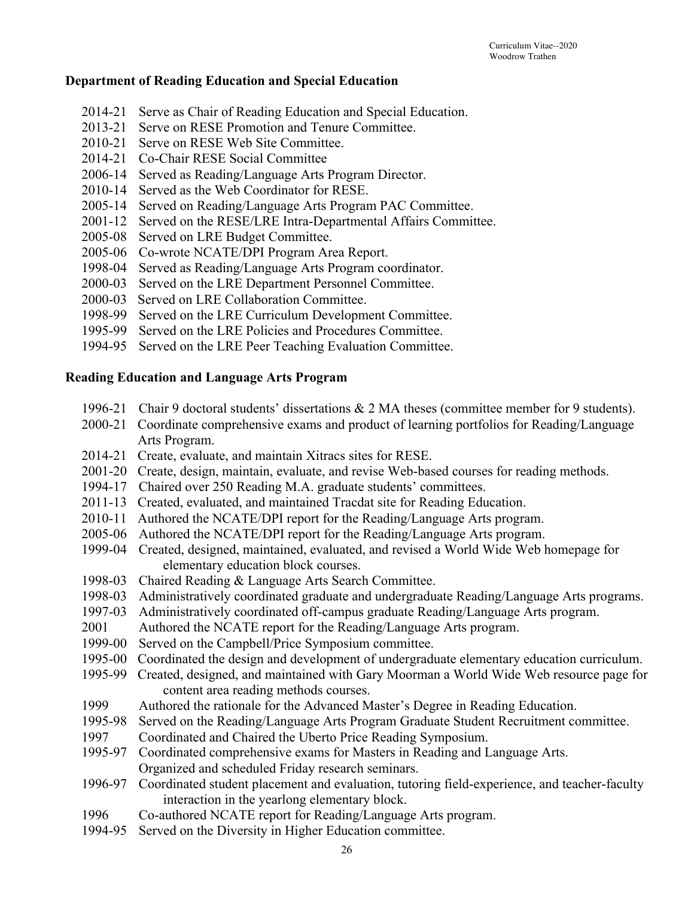## Department of Reading Education and Special Education

- 2014-21 Serve as Chair of Reading Education and Special Education.
- 2013-21 Serve on RESE Promotion and Tenure Committee.
- 2010-21 Serve on RESE Web Site Committee.
- 2014-21 Co-Chair RESE Social Committee
- 2006-14 Served as Reading/Language Arts Program Director.
- 2010-14 Served as the Web Coordinator for RESE.
- 2005-14 Served on Reading/Language Arts Program PAC Committee.
- 2001-12 Served on the RESE/LRE Intra-Departmental Affairs Committee.
- 2005-08 Served on LRE Budget Committee.
- 2005-06 Co-wrote NCATE/DPI Program Area Report.
- 1998-04 Served as Reading/Language Arts Program coordinator.
- 2000-03 Served on the LRE Department Personnel Committee.
- 2000-03 Served on LRE Collaboration Committee.
- 1998-99 Served on the LRE Curriculum Development Committee.
- 1995-99 Served on the LRE Policies and Procedures Committee.
- 1994-95 Served on the LRE Peer Teaching Evaluation Committee.

## Reading Education and Language Arts Program

- 1996-21 Chair 9 doctoral students' dissertations & 2 MA theses (committee member for 9 students).
- 2000-21 Coordinate comprehensive exams and product of learning portfolios for Reading/Language Arts Program.
- 2014-21 Create, evaluate, and maintain Xitracs sites for RESE.
- 2001-20 Create, design, maintain, evaluate, and revise Web-based courses for reading methods.
- 1994-17 Chaired over 250 Reading M.A. graduate students' committees.
- 2011-13 Created, evaluated, and maintained Tracdat site for Reading Education.
- 2010-11 Authored the NCATE/DPI report for the Reading/Language Arts program.
- 2005-06 Authored the NCATE/DPI report for the Reading/Language Arts program.
- 1999-04 Created, designed, maintained, evaluated, and revised a World Wide Web homepage for elementary education block courses.
- 1998-03 Chaired Reading & Language Arts Search Committee.
- 1998-03 Administratively coordinated graduate and undergraduate Reading/Language Arts programs.
- 1997-03 Administratively coordinated off-campus graduate Reading/Language Arts program.
- 2001 Authored the NCATE report for the Reading/Language Arts program.
- 1999-00 Served on the Campbell/Price Symposium committee.
- 1995-00 Coordinated the design and development of undergraduate elementary education curriculum.
- 1995-99 Created, designed, and maintained with Gary Moorman a World Wide Web resource page for content area reading methods courses.
- 1999 Authored the rationale for the Advanced Master's Degree in Reading Education.
- 1995-98 Served on the Reading/Language Arts Program Graduate Student Recruitment committee.
- 1997 Coordinated and Chaired the Uberto Price Reading Symposium.
- 1995-97 Coordinated comprehensive exams for Masters in Reading and Language Arts. Organized and scheduled Friday research seminars.
- 1996-97 Coordinated student placement and evaluation, tutoring field-experience, and teacher-faculty interaction in the yearlong elementary block.
- 1996 Co-authored NCATE report for Reading/Language Arts program.
- 1994-95 Served on the Diversity in Higher Education committee.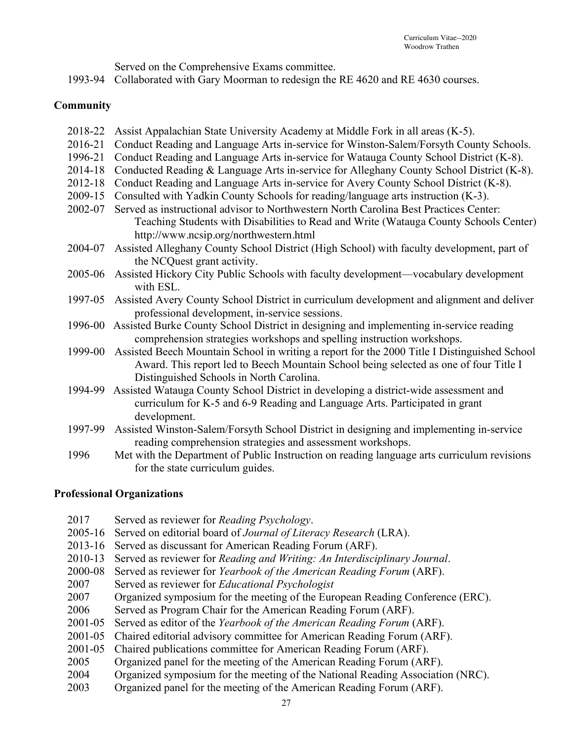Served on the Comprehensive Exams committee.

1993-94 Collaborated with Gary Moorman to redesign the RE 4620 and RE 4630 courses.

## Community

2018-22 Assist Appalachian State University Academy at Middle Fork in all areas (K-5).

2016-21 Conduct Reading and Language Arts in-service for Winston-Salem/Forsyth County Schools.

1996-21 Conduct Reading and Language Arts in-service for Watauga County School District (K-8).

2014-18 Conducted Reading & Language Arts in-service for Alleghany County School District (K-8).

2012-18 Conduct Reading and Language Arts in-service for Avery County School District (K-8).

2009-15 Consulted with Yadkin County Schools for reading/language arts instruction (K-3).

2002-07 Served as instructional advisor to Northwestern North Carolina Best Practices Center: Teaching Students with Disabilities to Read and Write (Watauga County Schools Center) http://www.ncsip.org/northwestern.html

2004-07 Assisted Alleghany County School District (High School) with faculty development, part of the NCQuest grant activity.

2005-06 Assisted Hickory City Public Schools with faculty development—vocabulary development with ESL.

1997-05 Assisted Avery County School District in curriculum development and alignment and deliver professional development, in-service sessions.

1996-00 Assisted Burke County School District in designing and implementing in-service reading comprehension strategies workshops and spelling instruction workshops.

1999-00 Assisted Beech Mountain School in writing a report for the 2000 Title I Distinguished School Award. This report led to Beech Mountain School being selected as one of four Title I Distinguished Schools in North Carolina.

1994-99 Assisted Watauga County School District in developing a district-wide assessment and curriculum for K-5 and 6-9 Reading and Language Arts. Participated in grant development.

1997-99 Assisted Winston-Salem/Forsyth School District in designing and implementing in-service reading comprehension strategies and assessment workshops.

1996 Met with the Department of Public Instruction on reading language arts curriculum revisions for the state curriculum guides.

## Professional Organizations

2017 Served as reviewer for *Reading Psychology*.

2005-16 Served on editorial board of *Journal of Literacy Research* (LRA).

2013-16 Served as discussant for American Reading Forum (ARF).

2010-13 Served as reviewer for *Reading and Writing: An Interdisciplinary Journal*.

2000-08 Served as reviewer for *Yearbook of the American Reading Forum* (ARF).

2007 Served as reviewer for *Educational Psychologist*

2007 Organized symposium for the meeting of the European Reading Conference (ERC).

2006 Served as Program Chair for the American Reading Forum (ARF).

2001-05 Served as editor of the *Yearbook of the American Reading Forum* (ARF).

2001-05 Chaired editorial advisory committee for American Reading Forum (ARF).

2001-05 Chaired publications committee for American Reading Forum (ARF).

2005 Organized panel for the meeting of the American Reading Forum (ARF).

2004 Organized symposium for the meeting of the National Reading Association (NRC).

2003 Organized panel for the meeting of the American Reading Forum (ARF).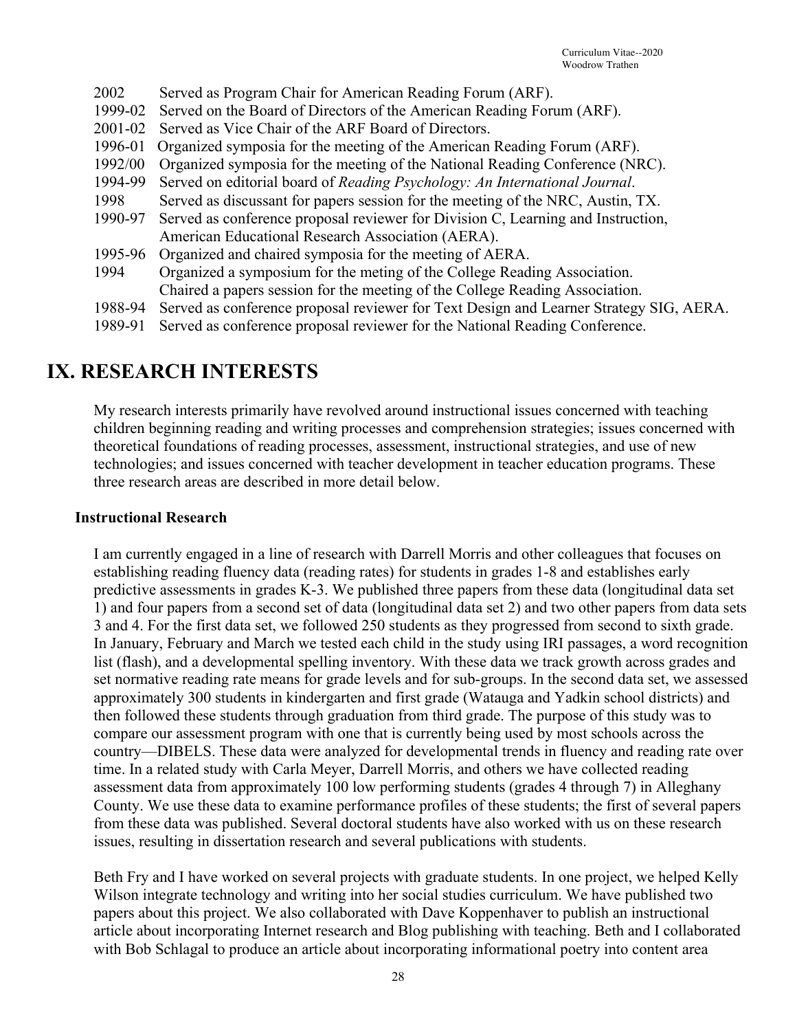2002 Served as Program Chair for American Reading Forum (ARF).
1999-02 Served on the Board of Directors of the American Reading Forum (ARF).
2001-02 Served as Vice Chair of the ARF Board of Directors.
1996-01 Organized symposia for the meeting of the American Reading Forum (ARF).
1992/00 Organized symposia for the meeting of the National Reading Conference (NRC).
1994-99 Served on editorial board of *Reading Psychology: An International Journal*.
1998 Served as discussant for papers session for the meeting of the NRC, Austin, TX.
1990-97 Served as conference proposal reviewer for Division C, Learning and Instruction, American Educational Research Association (AERA).
1995-96 Organized and chaired symposia for the meeting of AERA.
1994 Organized a symposium for the meting of the College Reading Association. Chaired a papers session for the meeting of the College Reading Association.
1988-94 Served as conference proposal reviewer for Text Design and Learner Strategy SIG, AERA.
1989-91 Served as conference proposal reviewer for the National Reading Conference.

# IX. RESEARCH INTERESTS

My research interests primarily have revolved around instructional issues concerned with teaching children beginning reading and writing processes and comprehension strategies; issues concerned with theoretical foundations of reading processes, assessment, instructional strategies, and use of new technologies; and issues concerned with teacher development in teacher education programs. These three research areas are described in more detail below.

### Instructional Research

I am currently engaged in a line of research with Darrell Morris and other colleagues that focuses on establishing reading fluency data (reading rates) for students in grades 1-8 and establishes early predictive assessments in grades K-3. We published three papers from these data (longitudinal data set 1) and four papers from a second set of data (longitudinal data set 2) and two other papers from data sets 3 and 4. For the first data set, we followed 250 students as they progressed from second to sixth grade. In January, February and March we tested each child in the study using IRI passages, a word recognition list (flash), and a developmental spelling inventory. With these data we track growth across grades and set normative reading rate means for grade levels and for sub-groups. In the second data set, we assessed approximately 300 students in kindergarten and first grade (Watauga and Yadkin school districts) and then followed these students through graduation from third grade. The purpose of this study was to compare our assessment program with one that is currently being used by most schools across the country—DIBELS. These data were analyzed for developmental trends in fluency and reading rate over time. In a related study with Carla Meyer, Darrell Morris, and others we have collected reading assessment data from approximately 100 low performing students (grades 4 through 7) in Alleghany County. We use these data to examine performance profiles of these students; the first of several papers from these data was published. Several doctoral students have also worked with us on these research issues, resulting in dissertation research and several publications with students.

Beth Fry and I have worked on several projects with graduate students. In one project, we helped Kelly Wilson integrate technology and writing into her social studies curriculum. We have published two papers about this project. We also collaborated with Dave Koppenhaver to publish an instructional article about incorporating Internet research and Blog publishing with teaching. Beth and I collaborated with Bob Schlagal to produce an article about incorporating informational poetry into content area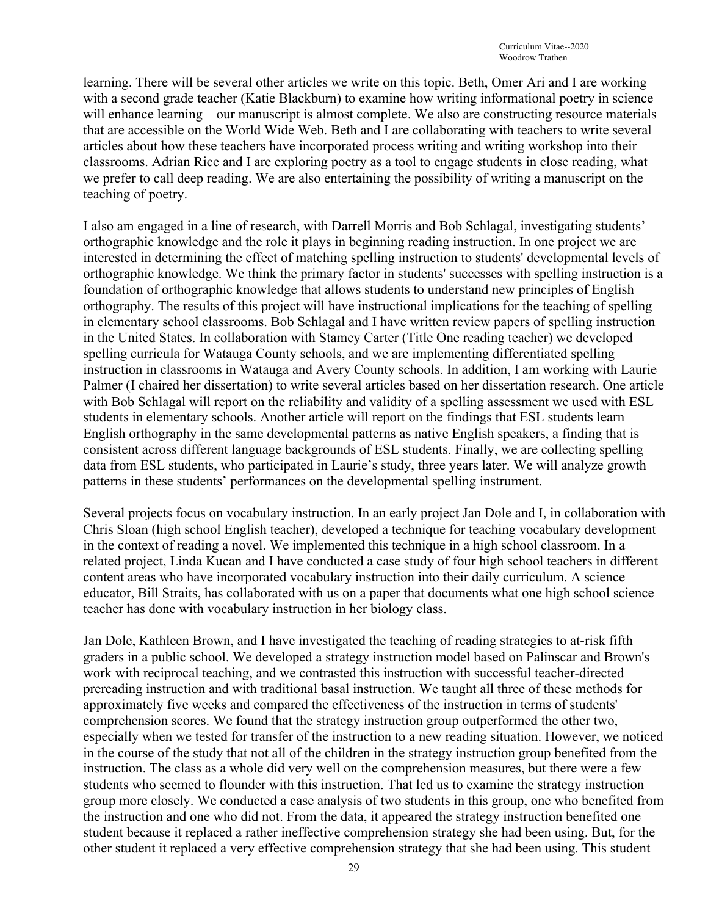learning. There will be several other articles we write on this topic. Beth, Omer Ari and I are working with a second grade teacher (Katie Blackburn) to examine how writing informational poetry in science will enhance learning—our manuscript is almost complete. We also are constructing resource materials that are accessible on the World Wide Web. Beth and I are collaborating with teachers to write several articles about how these teachers have incorporated process writing and writing workshop into their classrooms. Adrian Rice and I are exploring poetry as a tool to engage students in close reading, what we prefer to call deep reading. We are also entertaining the possibility of writing a manuscript on the teaching of poetry.

I also am engaged in a line of research, with Darrell Morris and Bob Schlagal, investigating students' orthographic knowledge and the role it plays in beginning reading instruction. In one project we are interested in determining the effect of matching spelling instruction to students' developmental levels of orthographic knowledge. We think the primary factor in students' successes with spelling instruction is a foundation of orthographic knowledge that allows students to understand new principles of English orthography. The results of this project will have instructional implications for the teaching of spelling in elementary school classrooms. Bob Schlagal and I have written review papers of spelling instruction in the United States. In collaboration with Stamey Carter (Title One reading teacher) we developed spelling curricula for Watauga County schools, and we are implementing differentiated spelling instruction in classrooms in Watauga and Avery County schools. In addition, I am working with Laurie Palmer (I chaired her dissertation) to write several articles based on her dissertation research. One article with Bob Schlagal will report on the reliability and validity of a spelling assessment we used with ESL students in elementary schools. Another article will report on the findings that ESL students learn English orthography in the same developmental patterns as native English speakers, a finding that is consistent across different language backgrounds of ESL students. Finally, we are collecting spelling data from ESL students, who participated in Laurie's study, three years later. We will analyze growth patterns in these students' performances on the developmental spelling instrument.

Several projects focus on vocabulary instruction. In an early project Jan Dole and I, in collaboration with Chris Sloan (high school English teacher), developed a technique for teaching vocabulary development in the context of reading a novel. We implemented this technique in a high school classroom. In a related project, Linda Kucan and I have conducted a case study of four high school teachers in different content areas who have incorporated vocabulary instruction into their daily curriculum. A science educator, Bill Straits, has collaborated with us on a paper that documents what one high school science teacher has done with vocabulary instruction in her biology class.

Jan Dole, Kathleen Brown, and I have investigated the teaching of reading strategies to at-risk fifth graders in a public school. We developed a strategy instruction model based on Palinscar and Brown's work with reciprocal teaching, and we contrasted this instruction with successful teacher-directed prereading instruction and with traditional basal instruction. We taught all three of these methods for approximately five weeks and compared the effectiveness of the instruction in terms of students' comprehension scores. We found that the strategy instruction group outperformed the other two, especially when we tested for transfer of the instruction to a new reading situation. However, we noticed in the course of the study that not all of the children in the strategy instruction group benefited from the instruction. The class as a whole did very well on the comprehension measures, but there were a few students who seemed to flounder with this instruction. That led us to examine the strategy instruction group more closely. We conducted a case analysis of two students in this group, one who benefited from the instruction and one who did not. From the data, it appeared the strategy instruction benefited one student because it replaced a rather ineffective comprehension strategy she had been using. But, for the other student it replaced a very effective comprehension strategy that she had been using. This student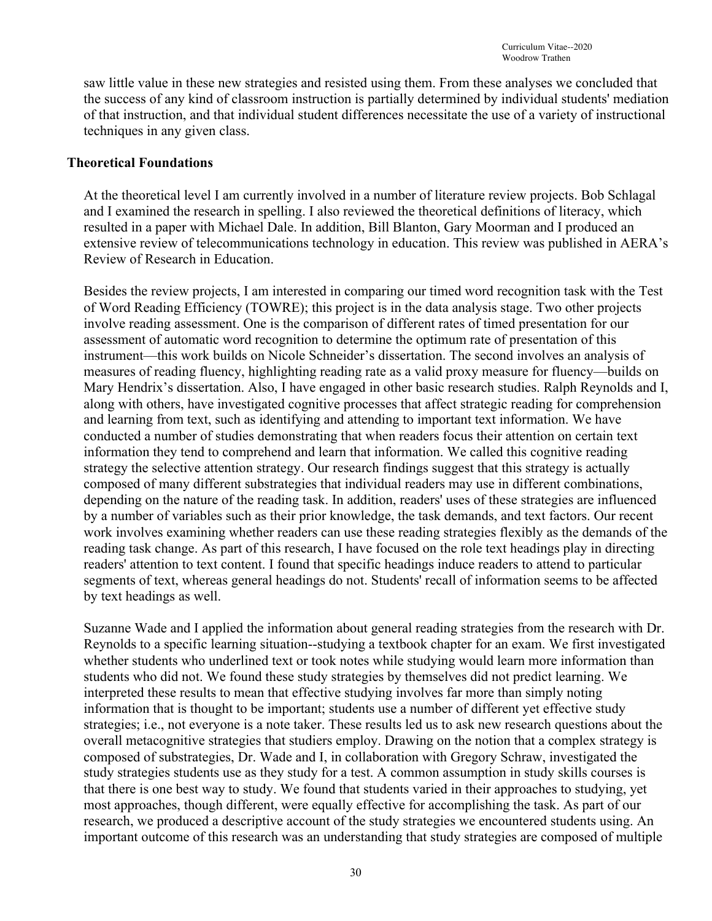saw little value in these new strategies and resisted using them. From these analyses we concluded that the success of any kind of classroom instruction is partially determined by individual students' mediation of that instruction, and that individual student differences necessitate the use of a variety of instructional techniques in any given class.

## Theoretical Foundations

At the theoretical level I am currently involved in a number of literature review projects. Bob Schlagal and I examined the research in spelling. I also reviewed the theoretical definitions of literacy, which resulted in a paper with Michael Dale. In addition, Bill Blanton, Gary Moorman and I produced an extensive review of telecommunications technology in education. This review was published in AERA's Review of Research in Education.

Besides the review projects, I am interested in comparing our timed word recognition task with the Test of Word Reading Efficiency (TOWRE); this project is in the data analysis stage. Two other projects involve reading assessment. One is the comparison of different rates of timed presentation for our assessment of automatic word recognition to determine the optimum rate of presentation of this instrument—this work builds on Nicole Schneider's dissertation. The second involves an analysis of measures of reading fluency, highlighting reading rate as a valid proxy measure for fluency—builds on Mary Hendrix's dissertation. Also, I have engaged in other basic research studies. Ralph Reynolds and I, along with others, have investigated cognitive processes that affect strategic reading for comprehension and learning from text, such as identifying and attending to important text information. We have conducted a number of studies demonstrating that when readers focus their attention on certain text information they tend to comprehend and learn that information. We called this cognitive reading strategy the selective attention strategy. Our research findings suggest that this strategy is actually composed of many different substrategies that individual readers may use in different combinations, depending on the nature of the reading task. In addition, readers' uses of these strategies are influenced by a number of variables such as their prior knowledge, the task demands, and text factors. Our recent work involves examining whether readers can use these reading strategies flexibly as the demands of the reading task change. As part of this research, I have focused on the role text headings play in directing readers' attention to text content. I found that specific headings induce readers to attend to particular segments of text, whereas general headings do not. Students' recall of information seems to be affected by text headings as well.

Suzanne Wade and I applied the information about general reading strategies from the research with Dr. Reynolds to a specific learning situation--studying a textbook chapter for an exam. We first investigated whether students who underlined text or took notes while studying would learn more information than students who did not. We found these study strategies by themselves did not predict learning. We interpreted these results to mean that effective studying involves far more than simply noting information that is thought to be important; students use a number of different yet effective study strategies; i.e., not everyone is a note taker. These results led us to ask new research questions about the overall metacognitive strategies that studiers employ. Drawing on the notion that a complex strategy is composed of substrategies, Dr. Wade and I, in collaboration with Gregory Schraw, investigated the study strategies students use as they study for a test. A common assumption in study skills courses is that there is one best way to study. We found that students varied in their approaches to studying, yet most approaches, though different, were equally effective for accomplishing the task. As part of our research, we produced a descriptive account of the study strategies we encountered students using. An important outcome of this research was an understanding that study strategies are composed of multiple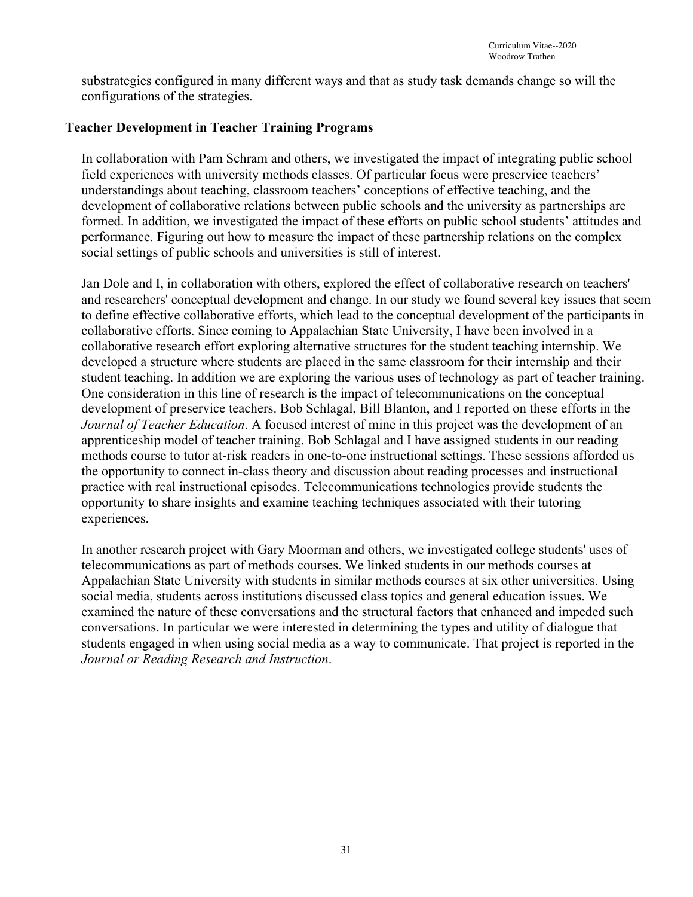substrategies configured in many different ways and that as study task demands change so will the configurations of the strategies.

### Teacher Development in Teacher Training Programs

In collaboration with Pam Schram and others, we investigated the impact of integrating public school field experiences with university methods classes. Of particular focus were preservice teachers' understandings about teaching, classroom teachers' conceptions of effective teaching, and the development of collaborative relations between public schools and the university as partnerships are formed. In addition, we investigated the impact of these efforts on public school students' attitudes and performance. Figuring out how to measure the impact of these partnership relations on the complex social settings of public schools and universities is still of interest.

Jan Dole and I, in collaboration with others, explored the effect of collaborative research on teachers' and researchers' conceptual development and change. In our study we found several key issues that seem to define effective collaborative efforts, which lead to the conceptual development of the participants in collaborative efforts. Since coming to Appalachian State University, I have been involved in a collaborative research effort exploring alternative structures for the student teaching internship. We developed a structure where students are placed in the same classroom for their internship and their student teaching. In addition we are exploring the various uses of technology as part of teacher training. One consideration in this line of research is the impact of telecommunications on the conceptual development of preservice teachers. Bob Schlagal, Bill Blanton, and I reported on these efforts in the *Journal of Teacher Education*. A focused interest of mine in this project was the development of an apprenticeship model of teacher training. Bob Schlagal and I have assigned students in our reading methods course to tutor at-risk readers in one-to-one instructional settings. These sessions afforded us the opportunity to connect in-class theory and discussion about reading processes and instructional practice with real instructional episodes. Telecommunications technologies provide students the opportunity to share insights and examine teaching techniques associated with their tutoring experiences.

In another research project with Gary Moorman and others, we investigated college students' uses of telecommunications as part of methods courses. We linked students in our methods courses at Appalachian State University with students in similar methods courses at six other universities. Using social media, students across institutions discussed class topics and general education issues. We examined the nature of these conversations and the structural factors that enhanced and impeded such conversations. In particular we were interested in determining the types and utility of dialogue that students engaged in when using social media as a way to communicate. That project is reported in the *Journal or Reading Research and Instruction*.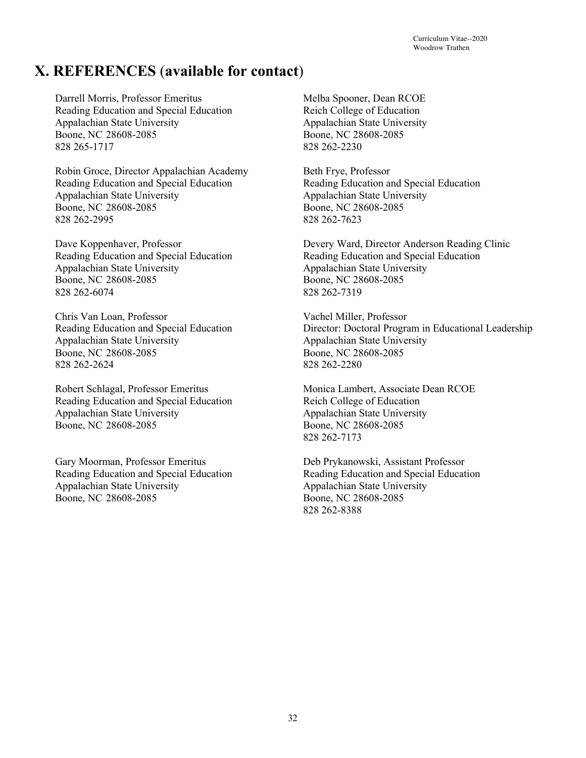# X. REFERENCES (available for contact)

Darrell Morris, Professor Emeritus
Reading Education and Special Education
Appalachian State University
Boone, NC 28608-2085
828 265-1717

Robin Groce, Director Appalachian Academy
Reading Education and Special Education
Appalachian State University
Boone, NC 28608-2085
828 262-2995

Dave Koppenhaver, Professor
Reading Education and Special Education
Appalachian State University
Boone, NC 28608-2085
828 262-6074

Chris Van Loan, Professor
Reading Education and Special Education
Appalachian State University
Boone, NC 28608-2085
828 262-2624

Robert Schlagal, Professor Emeritus
Reading Education and Special Education
Appalachian State University
Boone, NC 28608-2085

Gary Moorman, Professor Emeritus
Reading Education and Special Education
Appalachian State University
Boone, NC 28608-2085

Melba Spooner, Dean RCOE
Reich College of Education
Appalachian State University
Boone, NC 28608-2085
828 262-2230

Beth Frye, Professor
Reading Education and Special Education
Appalachian State University
Boone, NC 28608-2085
828 262-7623

Devery Ward, Director Anderson Reading Clinic
Reading Education and Special Education
Appalachian State University
Boone, NC 28608-2085
828 262-7319

Vachel Miller, Professor
Director: Doctoral Program in Educational Leadership
Appalachian State University
Boone, NC 28608-2085
828 262-2280

Monica Lambert, Associate Dean RCOE
Reich College of Education
Appalachian State University
Boone, NC 28608-2085
828 262-7173

Deb Prykanowski, Assistant Professor
Reading Education and Special Education
Appalachian State University
Boone, NC 28608-2085
828 262-8388